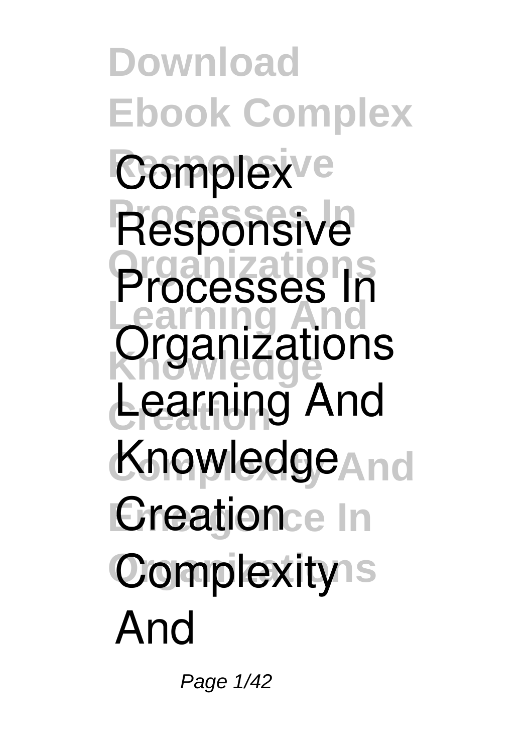# Complex Responsive Processes In Organizations Learning And Knowledge Creation Complexity And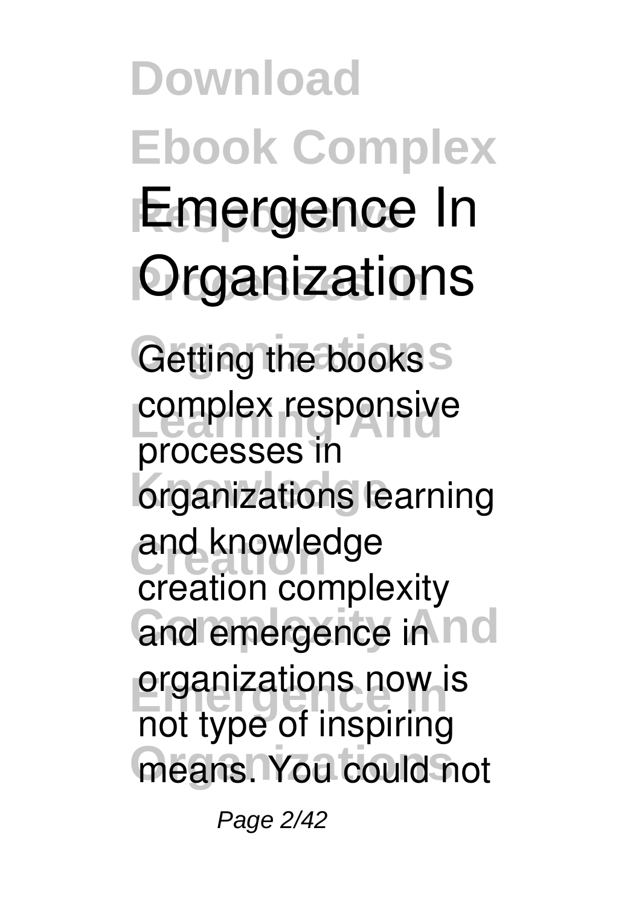# Download Ebook Complex Responsive Processes In Organizations Learning And Knowledge Creation Complexity And Emergence In Organizations

**Getting the books complex responsive processes in organizations learning and knowledge creation complexity and emergence in organizations** now is not type of inspiring means. You could not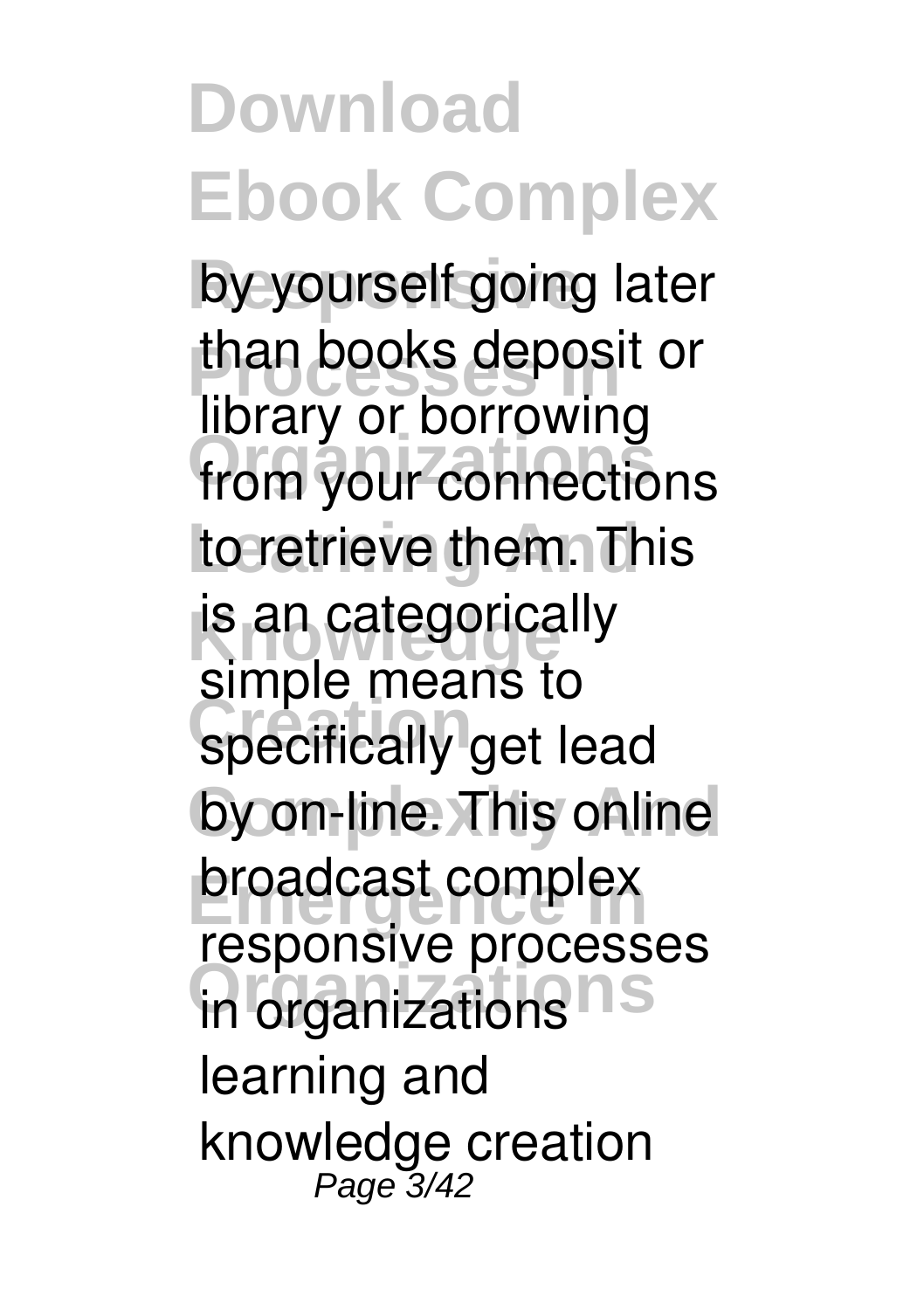by yourself going later than books deposit or library or borrowing from your connections to retrieve them. This is an categorically simple means to specifically get lead by on-line. This online broadcast complex responsive processes in organizations learning and knowledge creation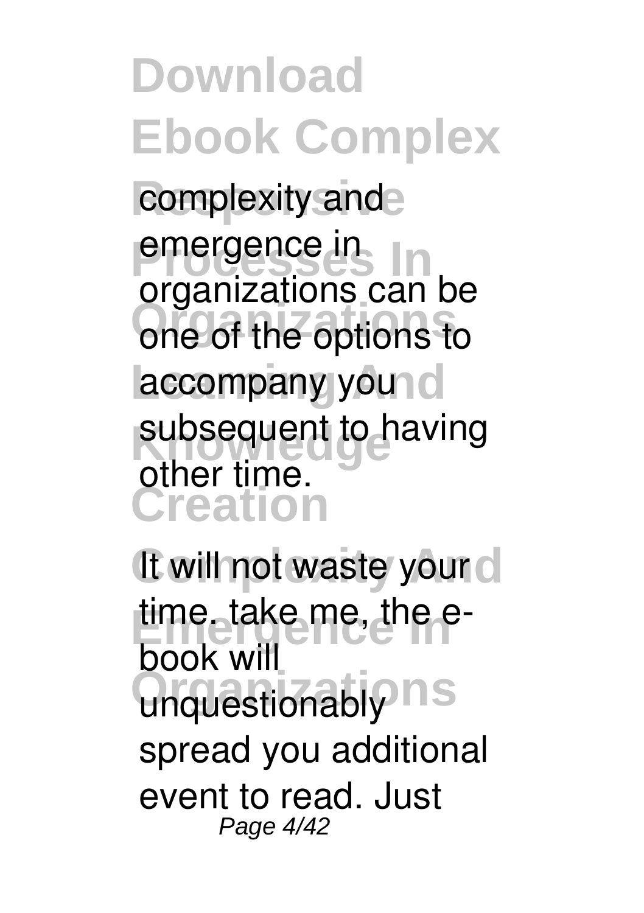complexity and emergence in organizations can be one of the options to accompany you subsequent to having other time.

It will not waste your time. take me, the e-book will unquestionably spread you additional event to read. Just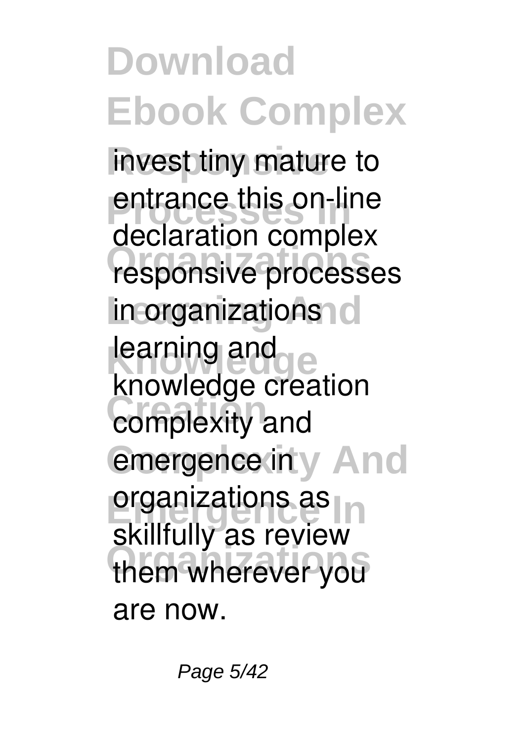invest tiny mature to entrance this on-line declaration complex responsive processes in organizations learning and knowledge creation complexity and emergence in organizations as skillfully as review them wherever you are now.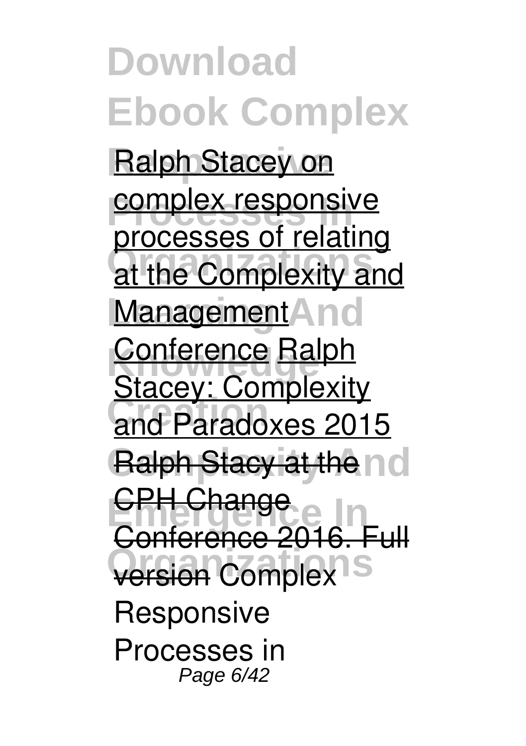Ralph Stacey on complex responsive processes of relating at the Complexity and Management Conference Ralph Stacey: Complexity and Paradoxes 2015 Ralph Stacy at the CPH Change Conference 2016. Full version Complex Responsive Processes in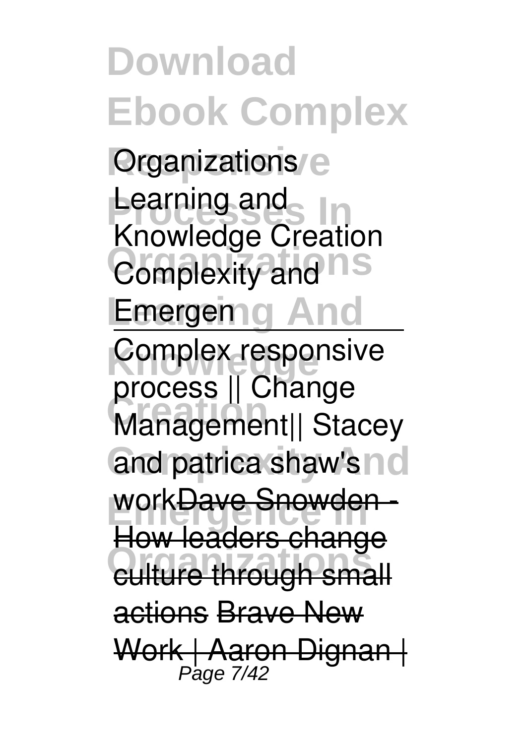**Organizations Learning and Knowledge Creation Complexity and Emergen**

Complex responsive process || Change Management|| Stacey and patrica shaw's work Dave Snowden - How leaders change culture through small actions Brave New Work | Aaron Dignan |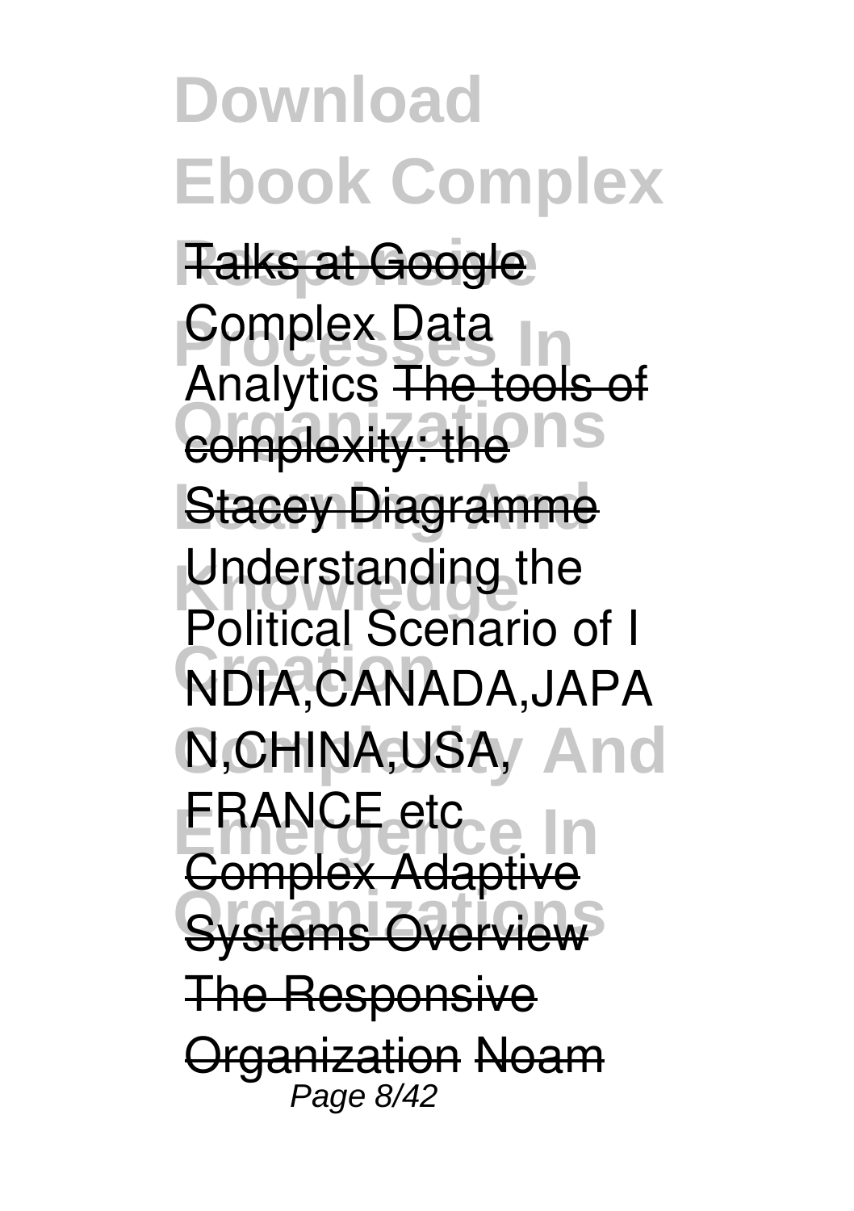~~Talks at Google~~ Complex Data Analytics ~~The tools of complexity: the Stacey Diagramme~~ Understanding the Political Scenario of INDIA,CANADA,JAPAN,CHINA,USA, FRANCE etc ~~Complex Adaptive Systems Overview~~ ~~The Responsive Organization~~ ~~Noam~~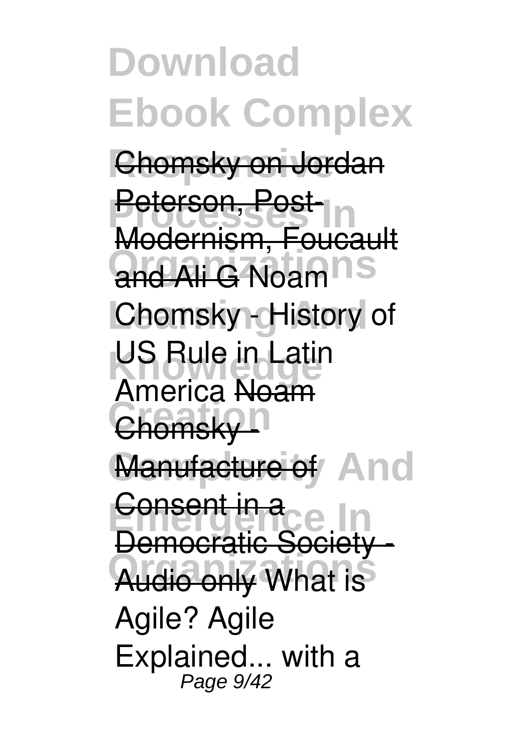Chomsky on Jordan Peterson, Post-Modernism, Foucault and Ali G Noam Chomsky - History of US Rule in Latin America Noam Chomsky - Manufacture of Consent in a Democratic Society - Audio only What is Agile? Agile Explained... with a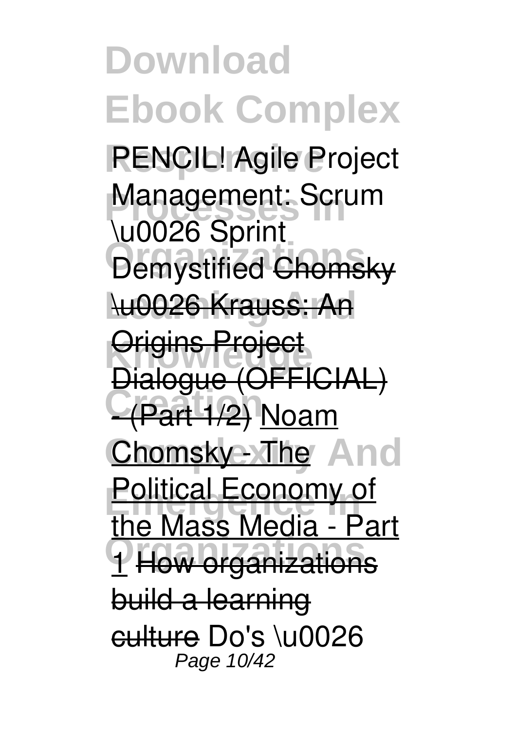PENCIL! Agile Project Management: Scrum \u0026 Sprint Demystified Chomsky \u0026 Krauss: An Origins Project Dialogue (OFFICIAL) - (Part 1/2) Noam Chomsky - The Political Economy of the Mass Media - Part 1 How organizations build a learning culture Do's \u0026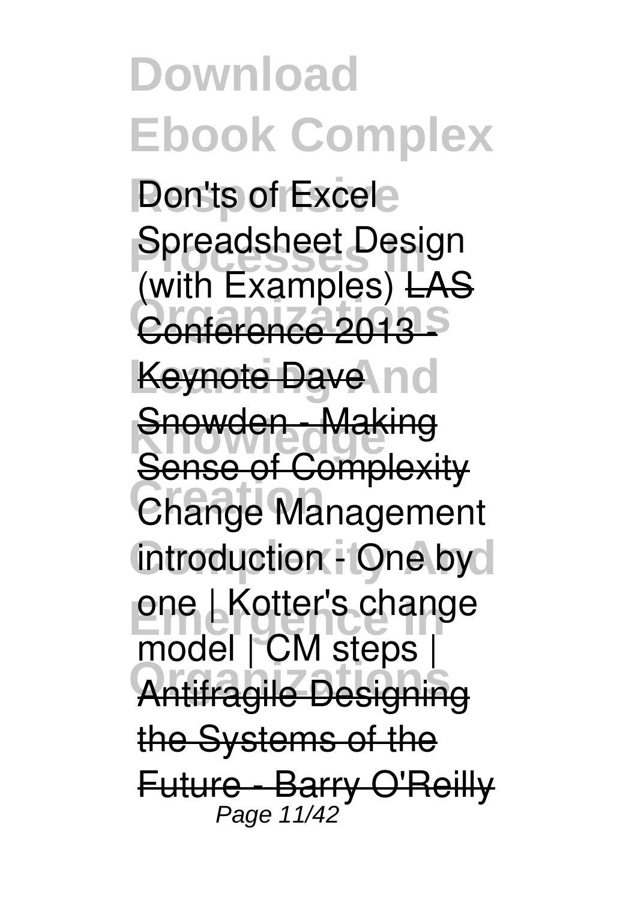Don'ts of Excel Spreadsheet Design (with Examples) LAS Conference 2013 - Keynote Dave Snowden - Making Sense of Complexity Change Management introduction - One by one | Kotter's change model | CM steps | Antifragile Designing the Systems of the Future - Barry O'Reilly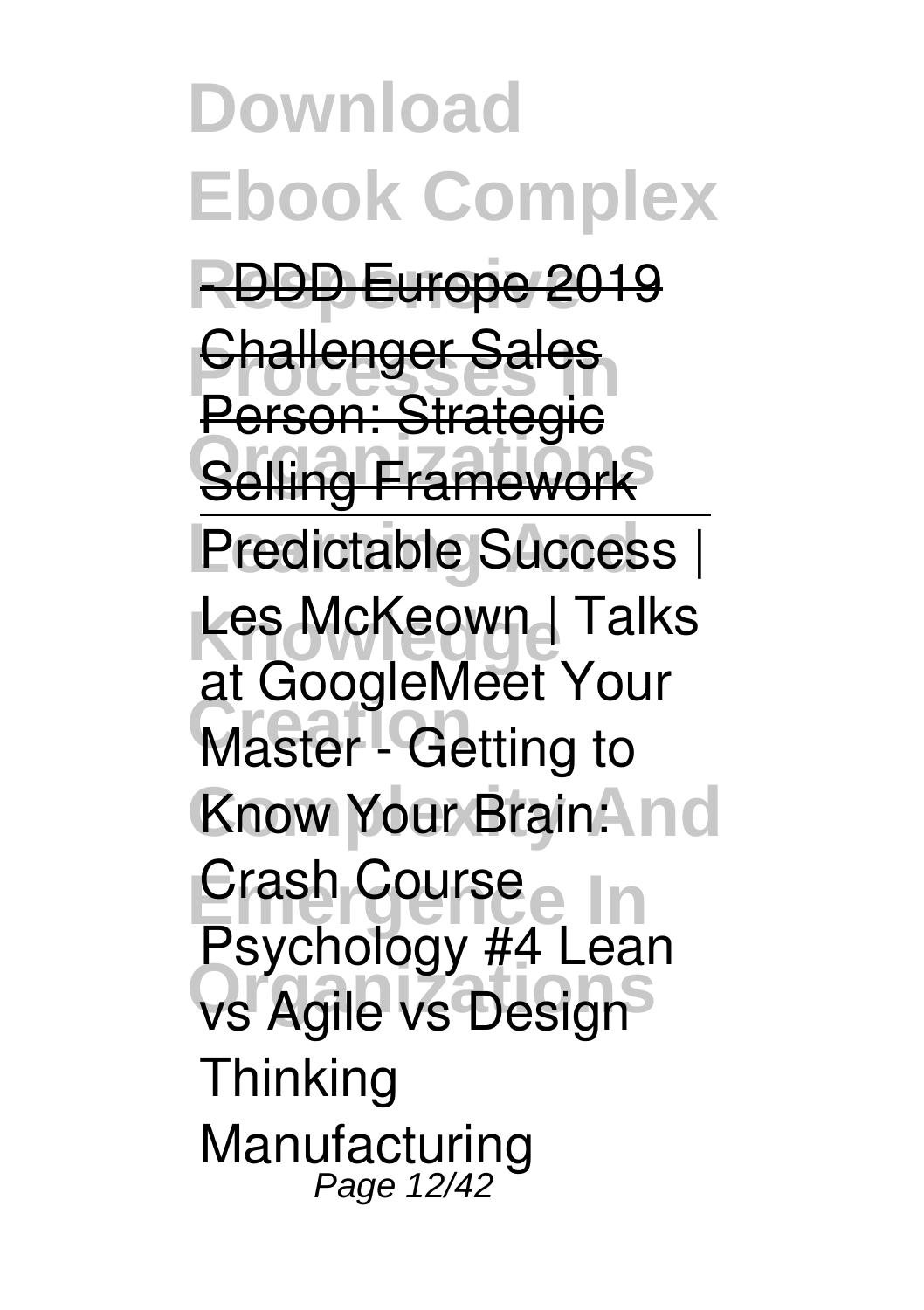- DDD Europe 2019

Challenger Sales Person: Strategic Selling Framework

Predictable Success | Les McKeown | Talks at Google

Meet Your Master - Getting to Know Your Brain: Crash Course Psychology #4

Lean vs Agile vs Design Thinking

Manufacturing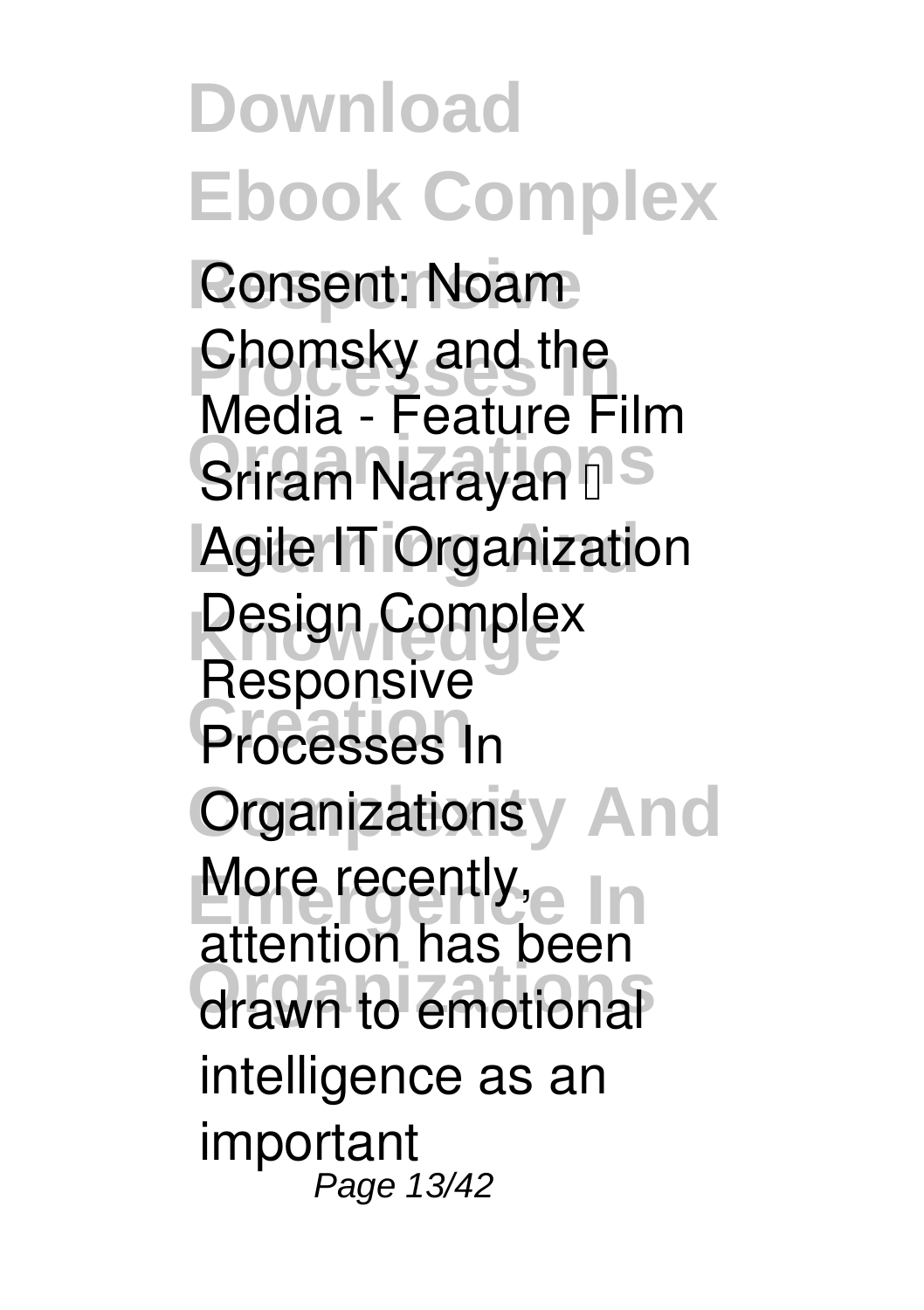Consent: Noam Chomsky and the Media - Feature Film Sriram Narayan – Agile IT Organization Design Complex Responsive Processes In Organizations More recently, attention has been drawn to emotional intelligence as an important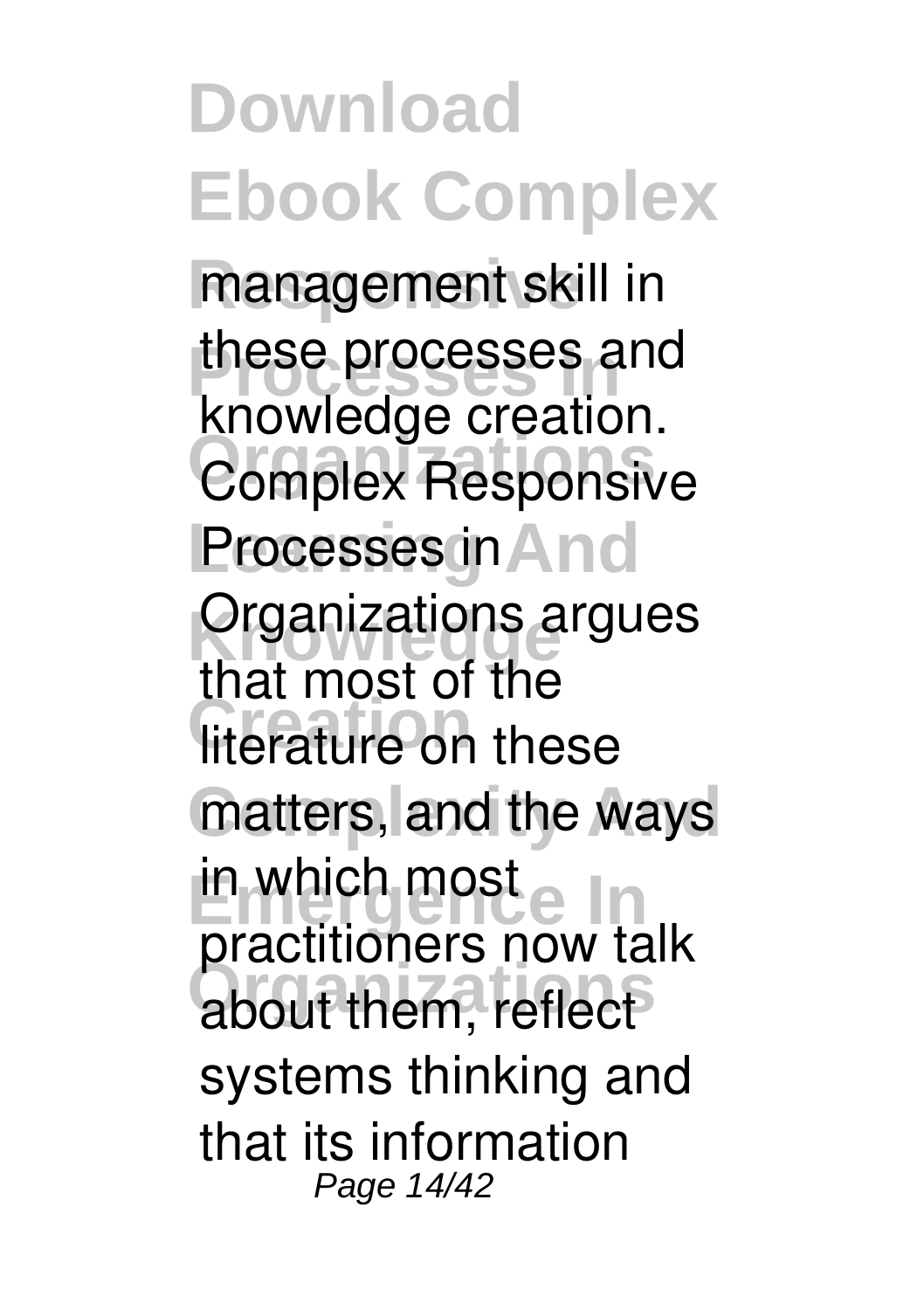management skill in these processes and knowledge creation. Complex Responsive Processes in Organizations argues that most of the literature on these matters, and the ways in which most practitioners now talk about them, reflect systems thinking and that its information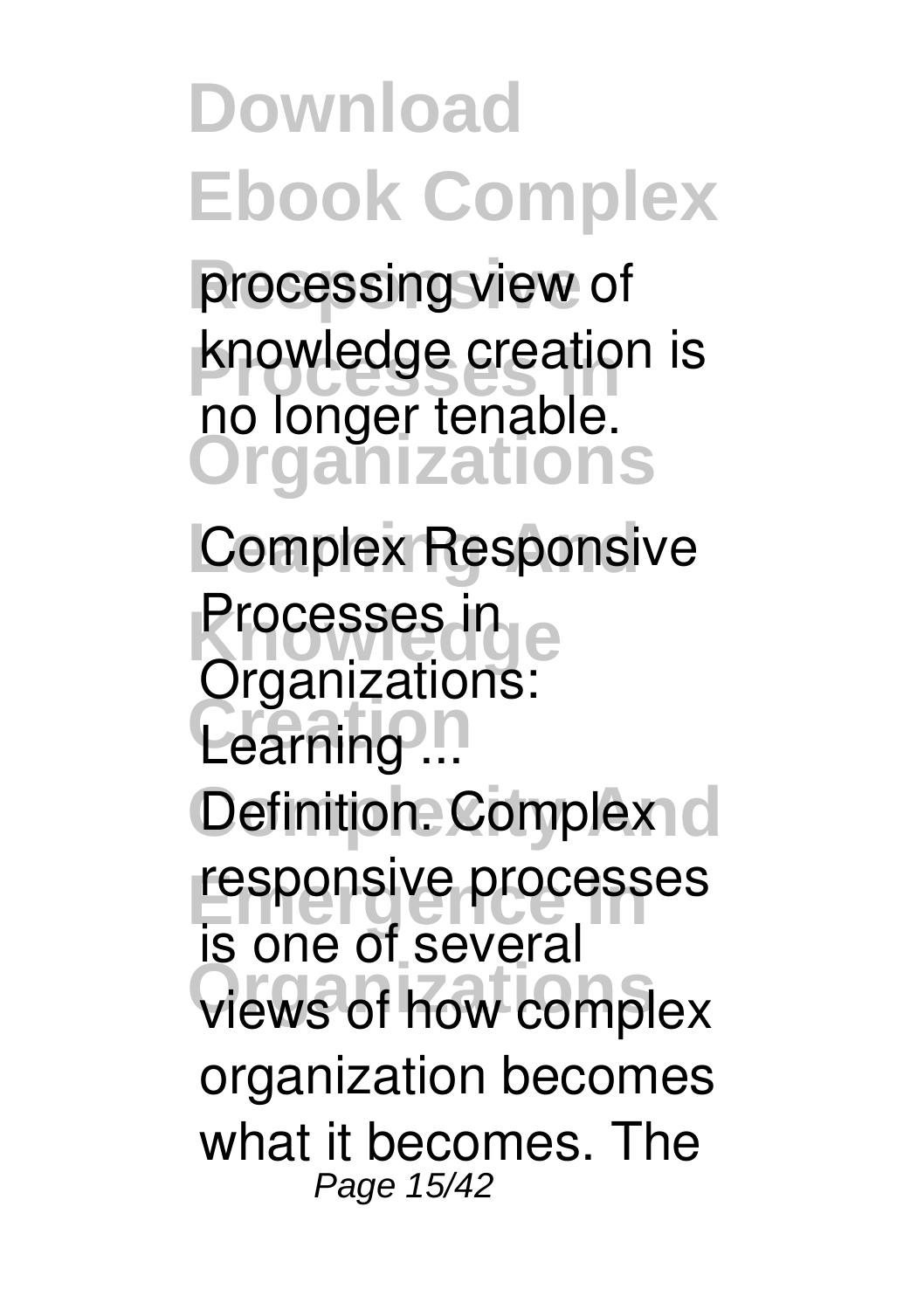processing view of knowledge creation is no longer tenable.

**Complex Responsive Processes in Organizations: Learning ...**

Definition. Complex responsive processes is one of several views of how complex organization becomes what it becomes. The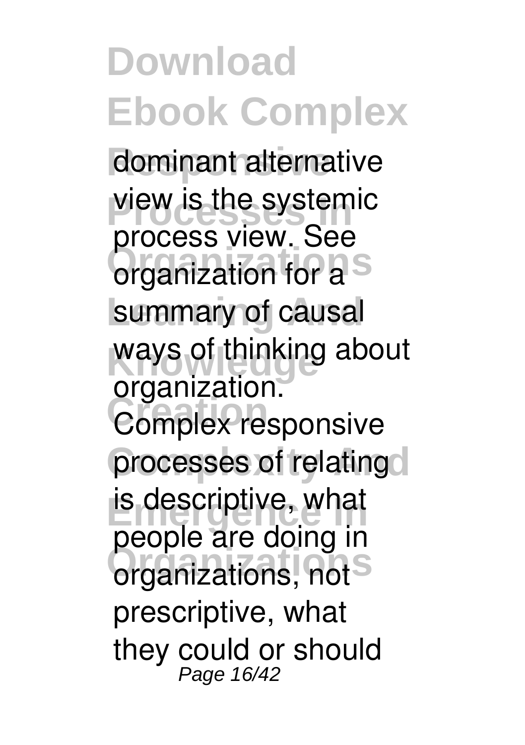dominant alternative view is the systemic process view. See organization for a summary of causal ways of thinking about organization. Complex responsive processes of relating is descriptive, what people are doing in organizations, not prescriptive, what they could or should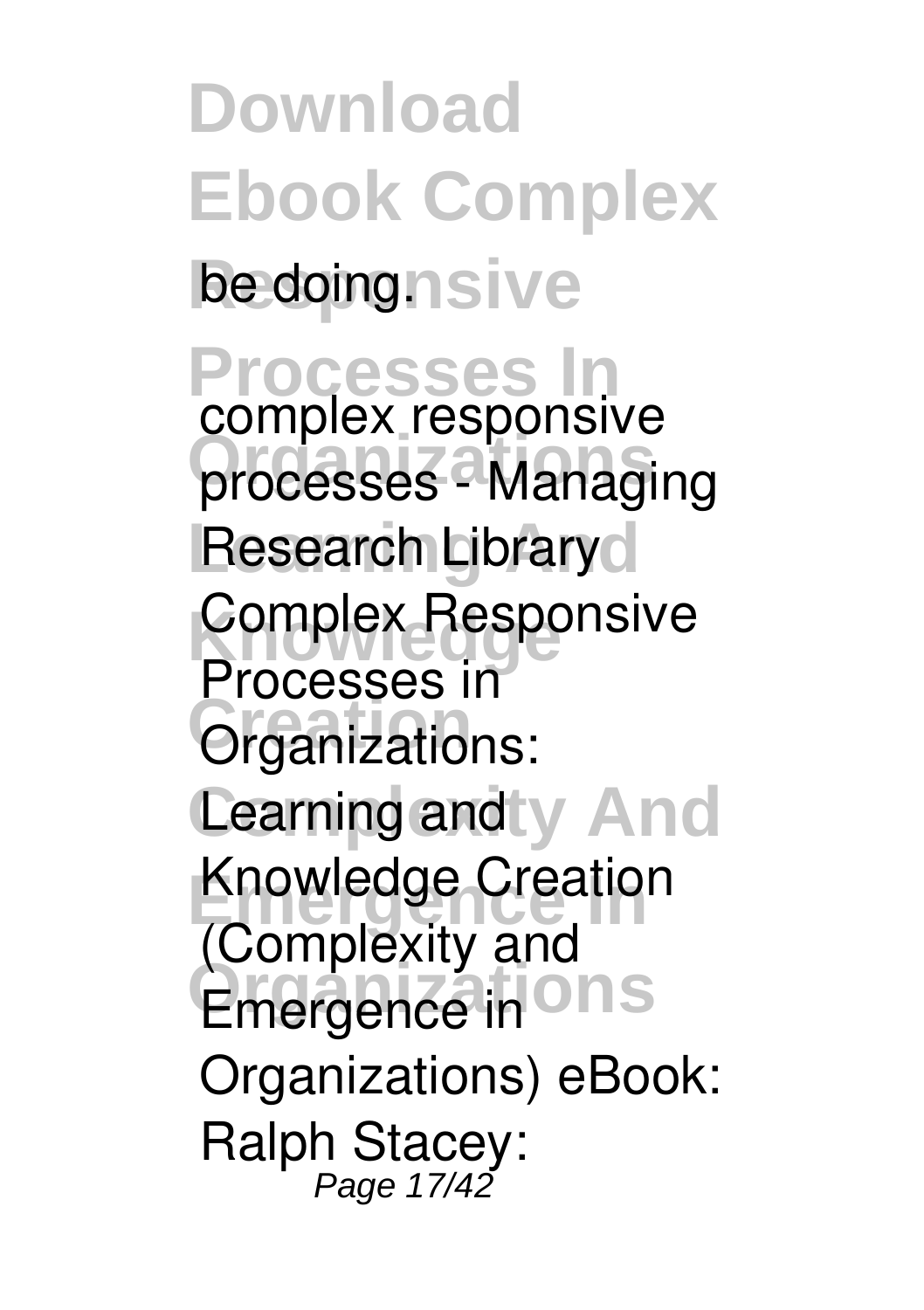be doing.

**complex responsive processes - Managing Research Library**

Complex Responsive Processes in Organizations: Learning and Knowledge Creation (Complexity and Emergence in Organizations) eBook: Ralph Stacey: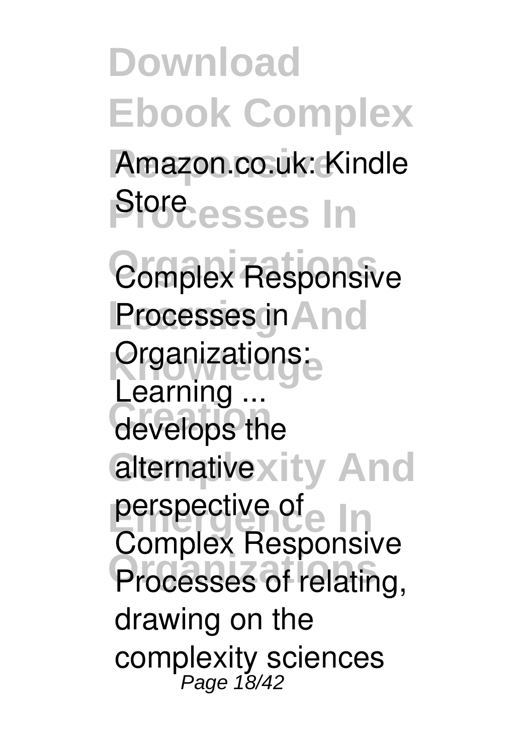Amazon.co.uk: Kindle Store

**Complex Responsive Processes in Organizations: Learning ...**
develops the alternative perspective of Complex Responsive Processes of relating, drawing on the complexity sciences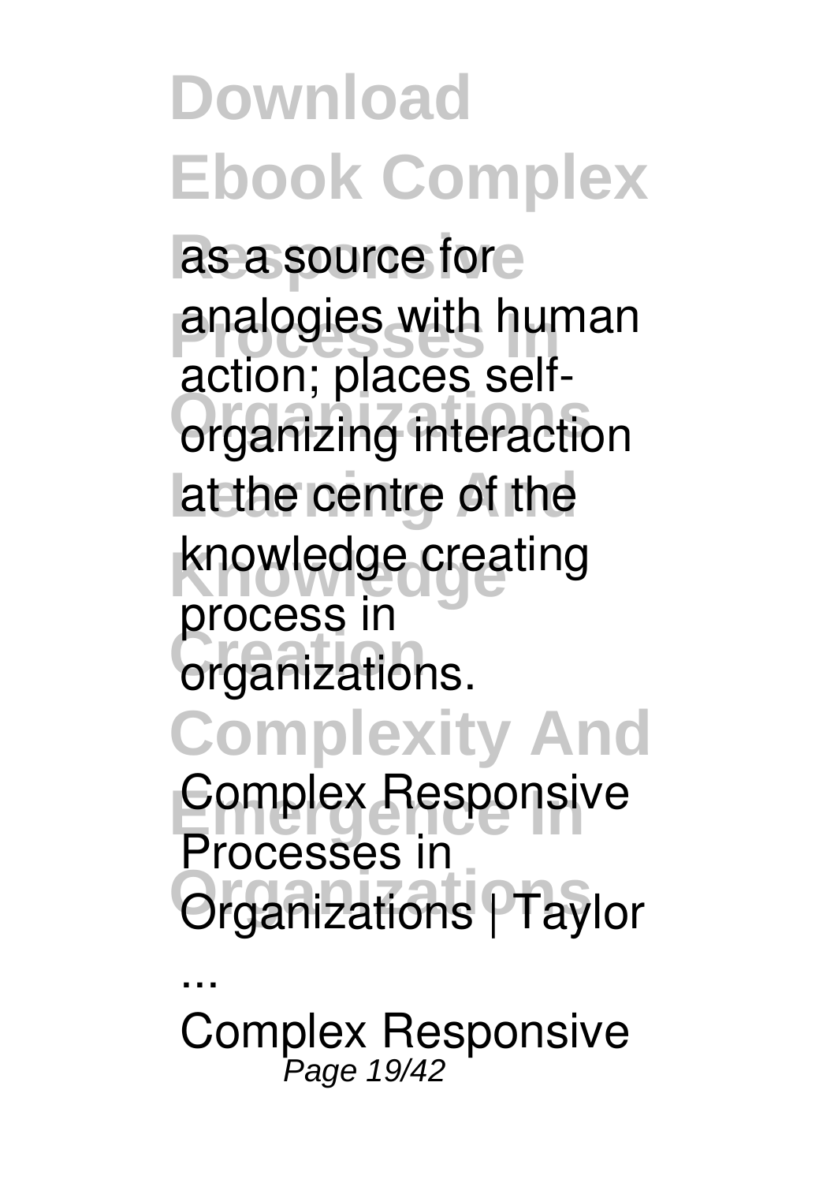as a source for analogies with human action; places self-organizing interaction at the centre of the knowledge creating process in organizations.

**Complex Responsive Processes in Organizations | Taylor ...**

Complex Responsive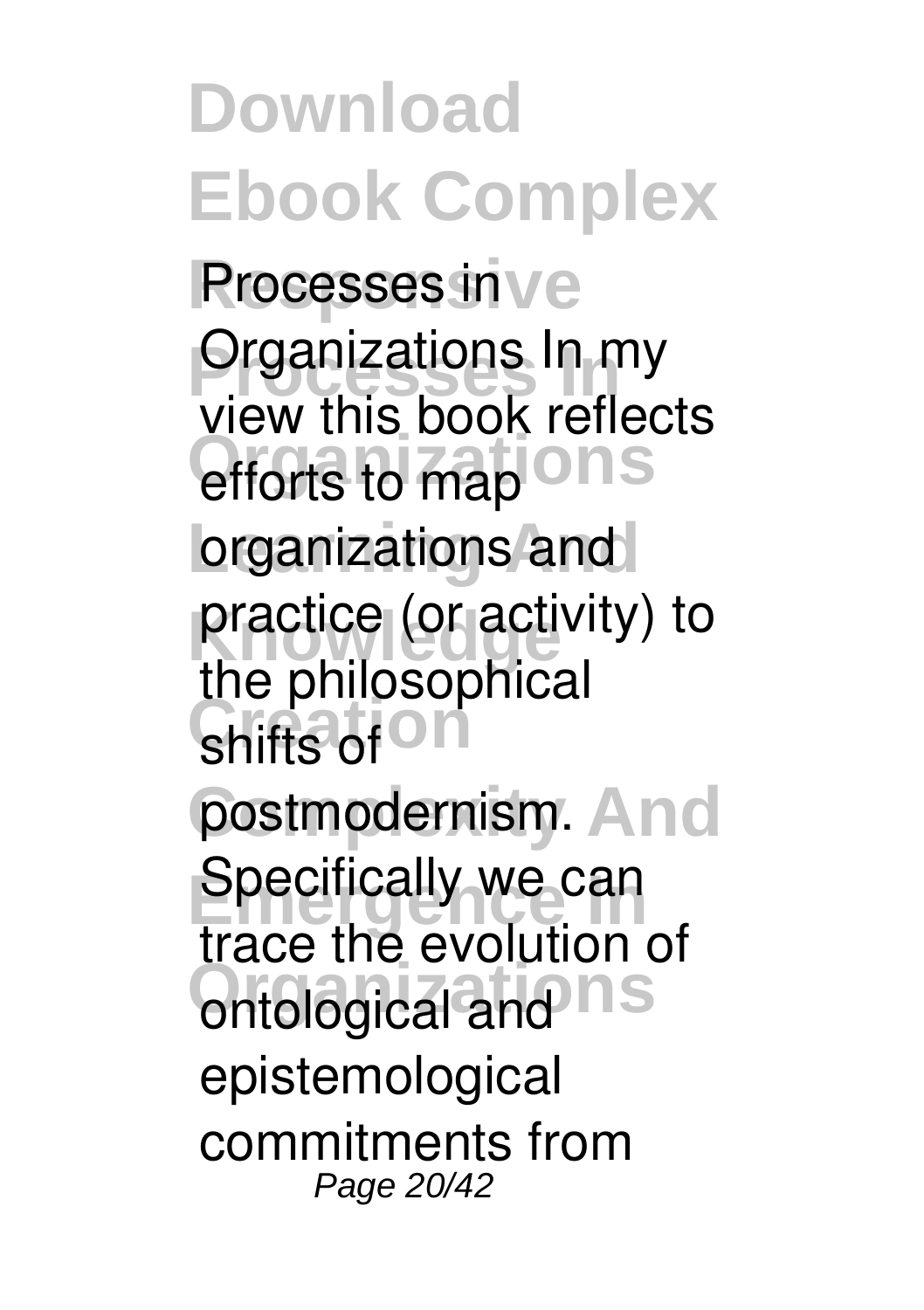Processes in Organizations In my view this book reflects efforts to map organizations and practice (or activity) to the philosophical shifts of postmodernism. Specifically we can trace the evolution of ontological and epistemological commitments from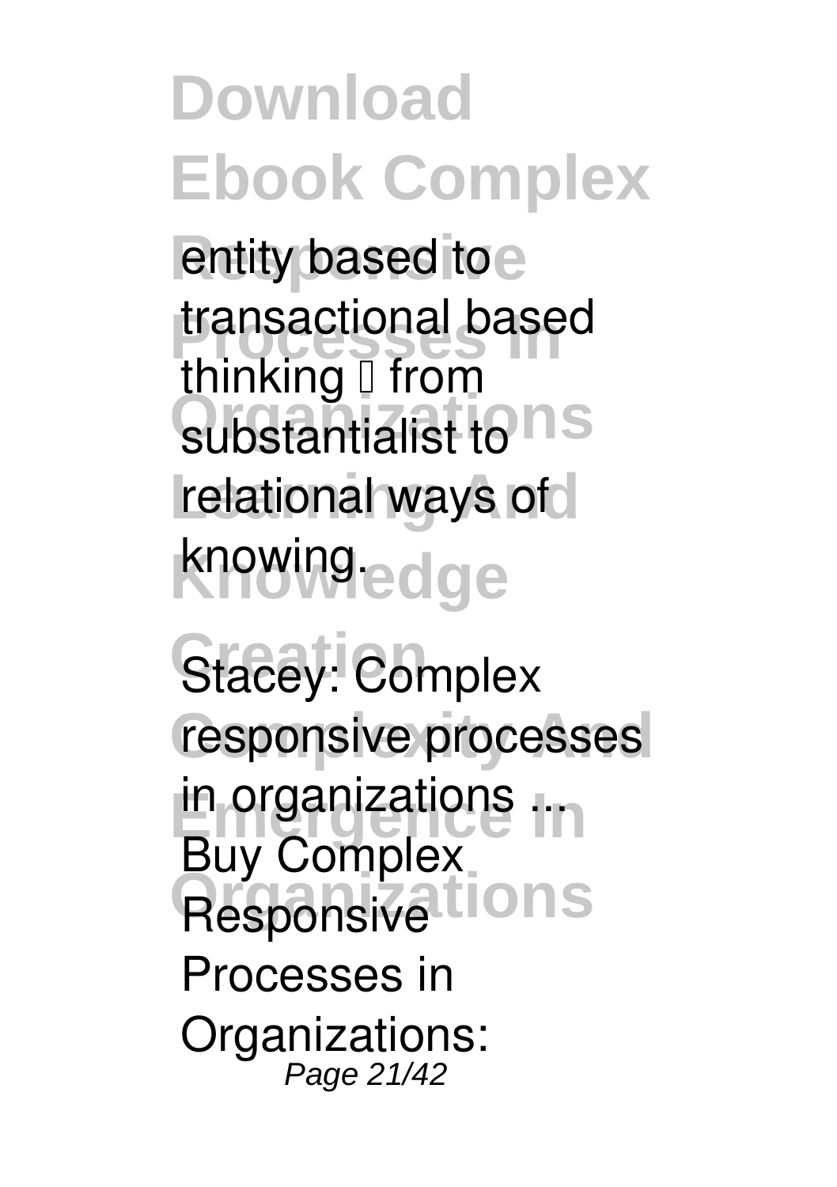entity based to transactional based thinking – from substantialist to relational ways of knowing.

**Stacey: Complex responsive processes in organizations ...**

Buy Complex Responsive Processes in Organizations: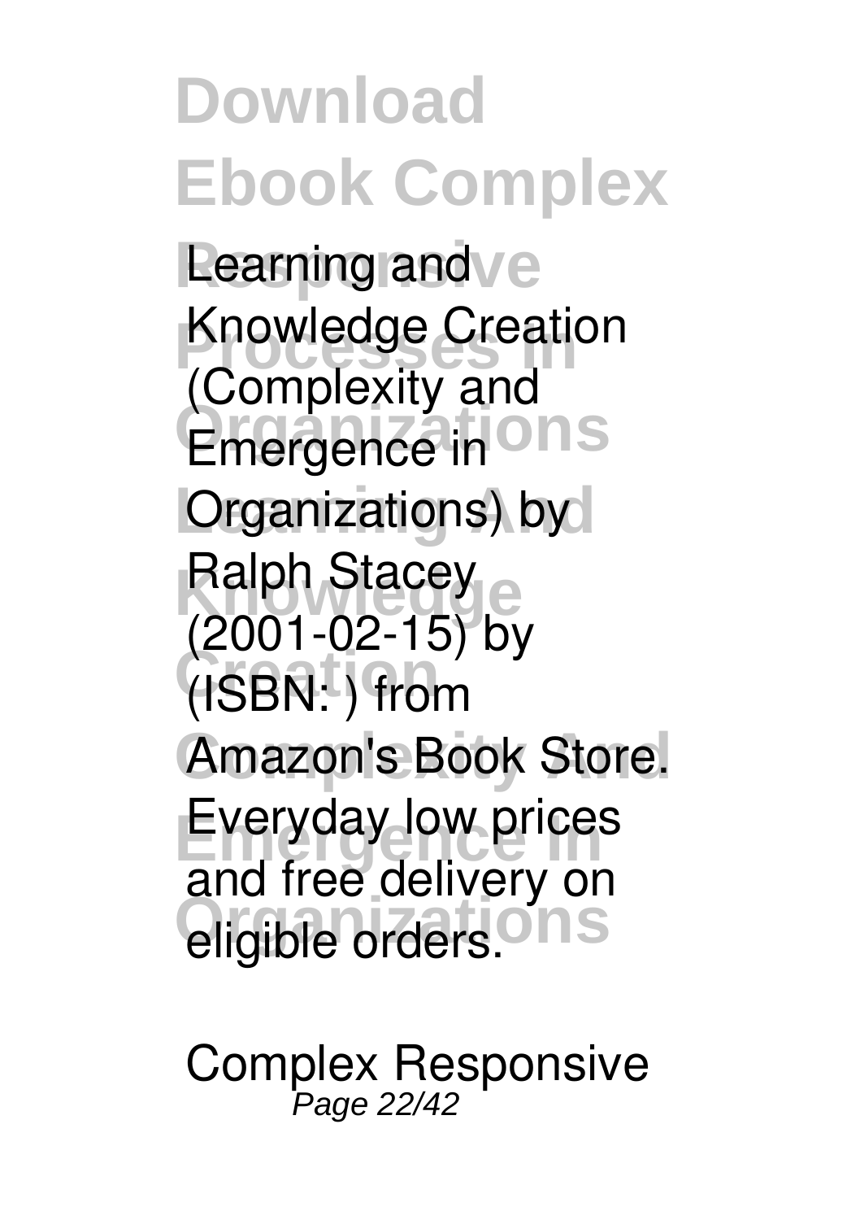Learning and Knowledge Creation (Complexity and Emergence in Organizations) by Ralph Stacey (2001-02-15) by (ISBN: ) from Amazon's Book Store. Everyday low prices and free delivery on eligible orders.

Complex Responsive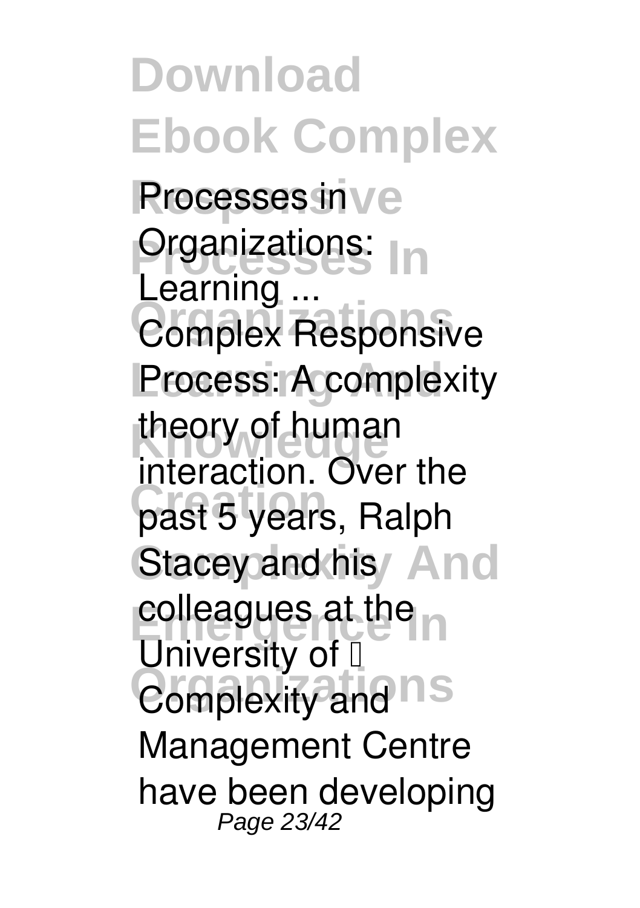**Processes in Organizations: Learning ...**

Complex Responsive Process: A complexity theory of human interaction. Over the past 5 years, Ralph Stacey and his colleagues at the University of  Complexity and Management Centre have been developing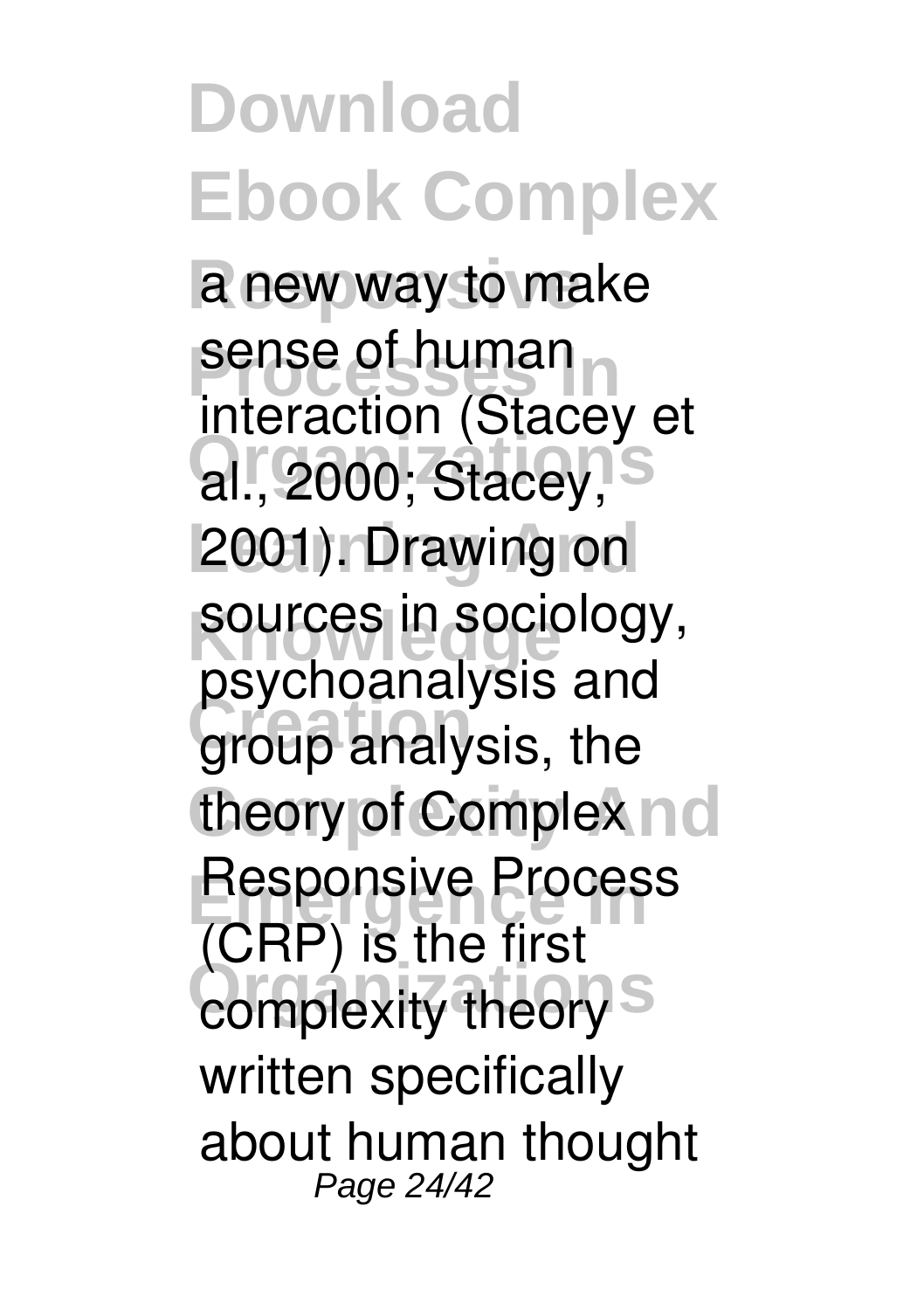a new way to make sense of human interaction (Stacey et al., 2000; Stacey, 2001). Drawing on sources in sociology, psychoanalysis and group analysis, the theory of Complex Responsive Process (CRP) is the first complexity theory written specifically about human thought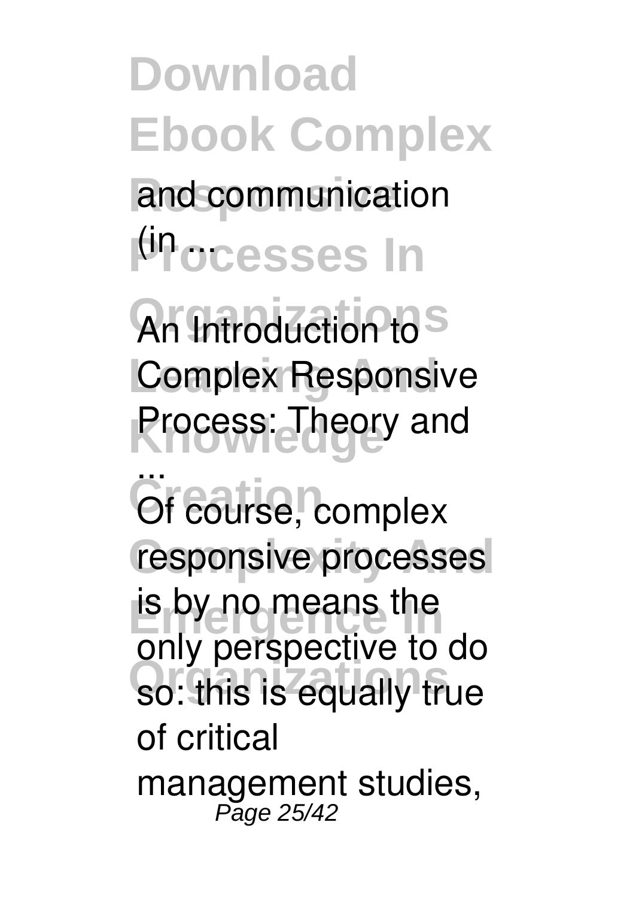and communication (in ...

**An Introduction to Complex Responsive Process: Theory and ...**

Of course, complex responsive processes is by no means the only perspective to do so: this is equally true of critical management studies,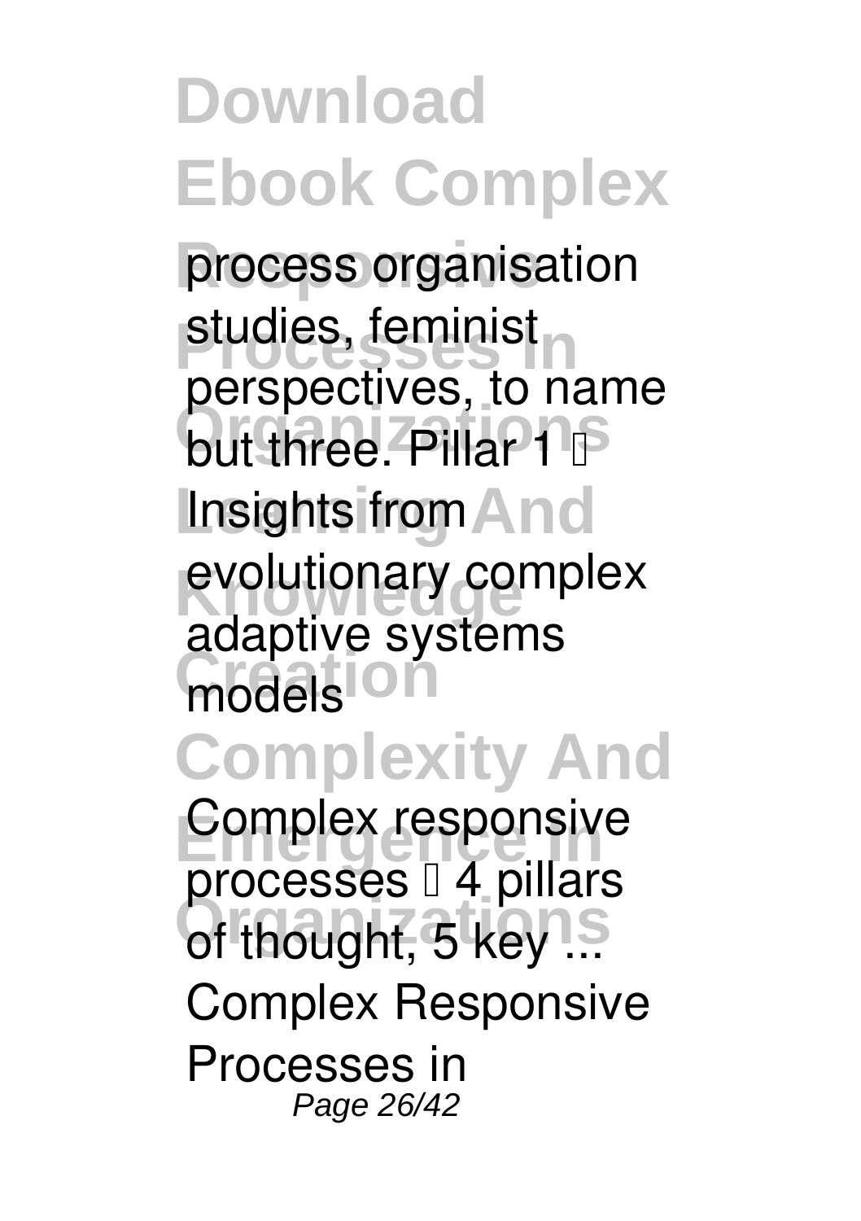process organisation studies, feminist perspectives, to name but three. Pillar 1 – Insights from evolutionary complex adaptive systems models

**Complex responsive processes – 4 pillars of thought, 5 key ...**

Complex Responsive Processes in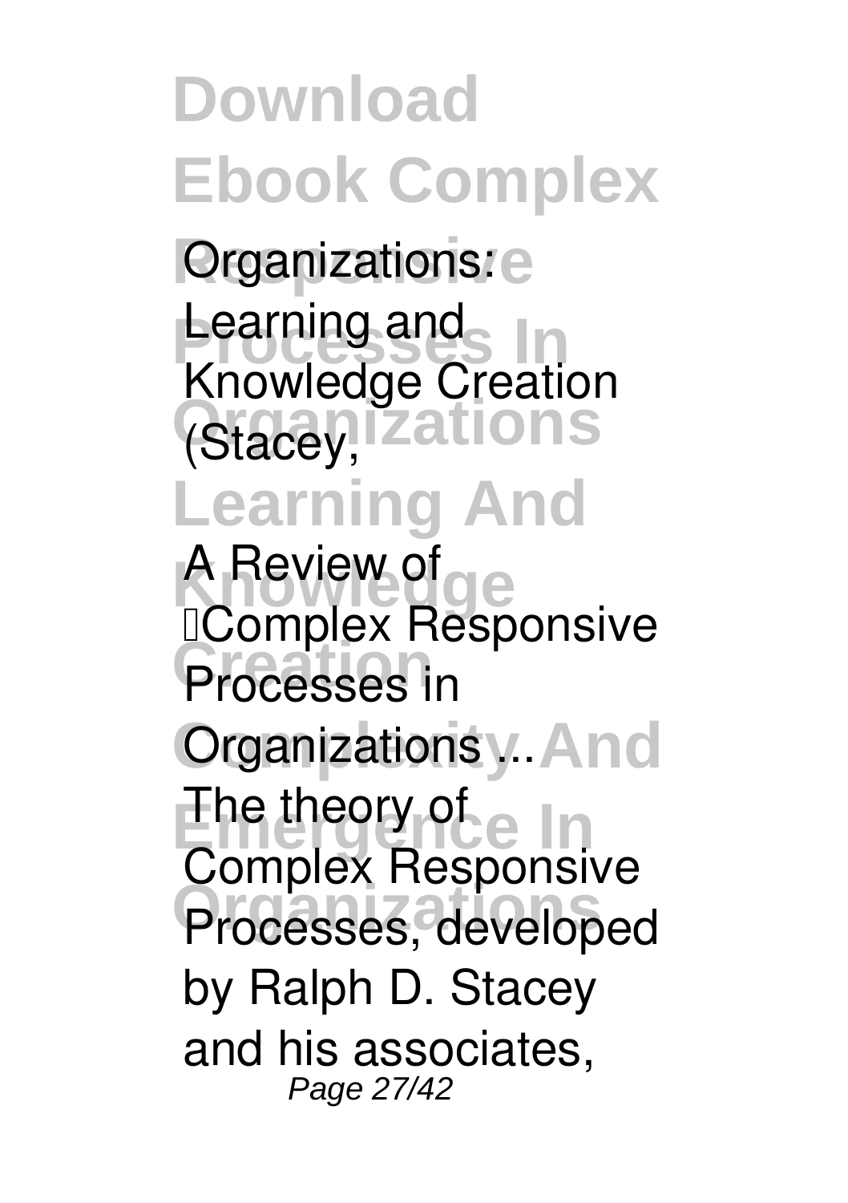Organizations: Learning and Knowledge Creation (Stacey,

**A Review of 'Complex Responsive Processes in Organizations ...**

The theory of Complex Responsive Processes, developed by Ralph D. Stacey and his associates,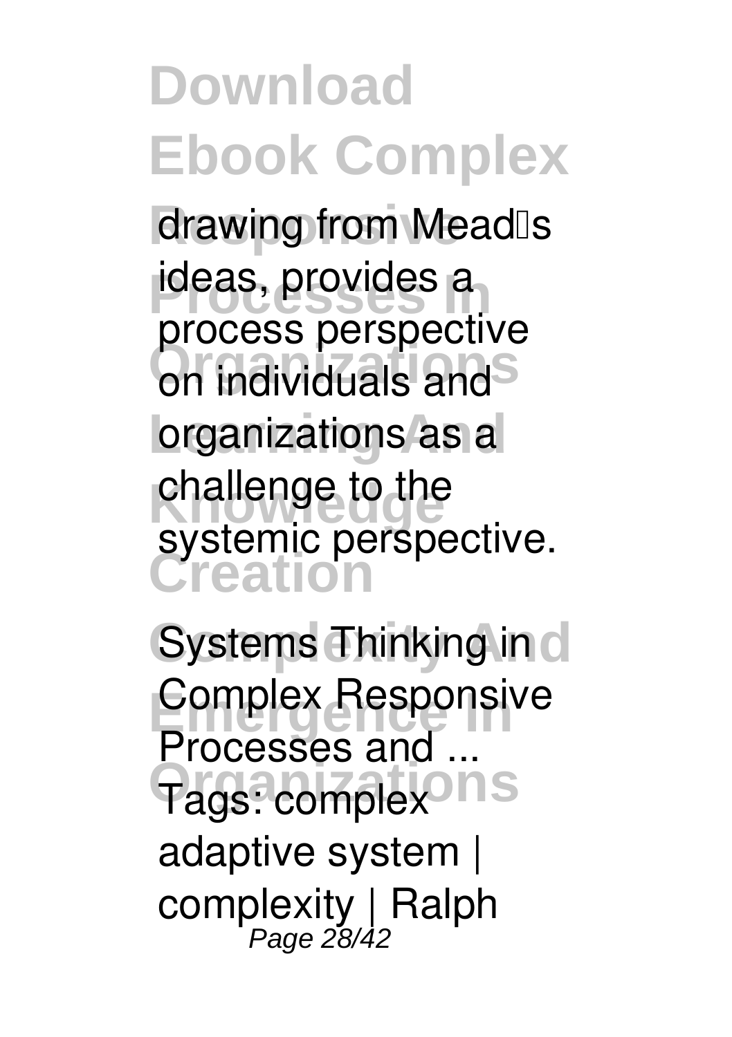drawing from Mead's ideas, provides a process perspective on individuals and organizations as a challenge to the systemic perspective.

**Systems Thinking in Complex Responsive Processes and ...**

Tags: complex adaptive system | complexity | Ralph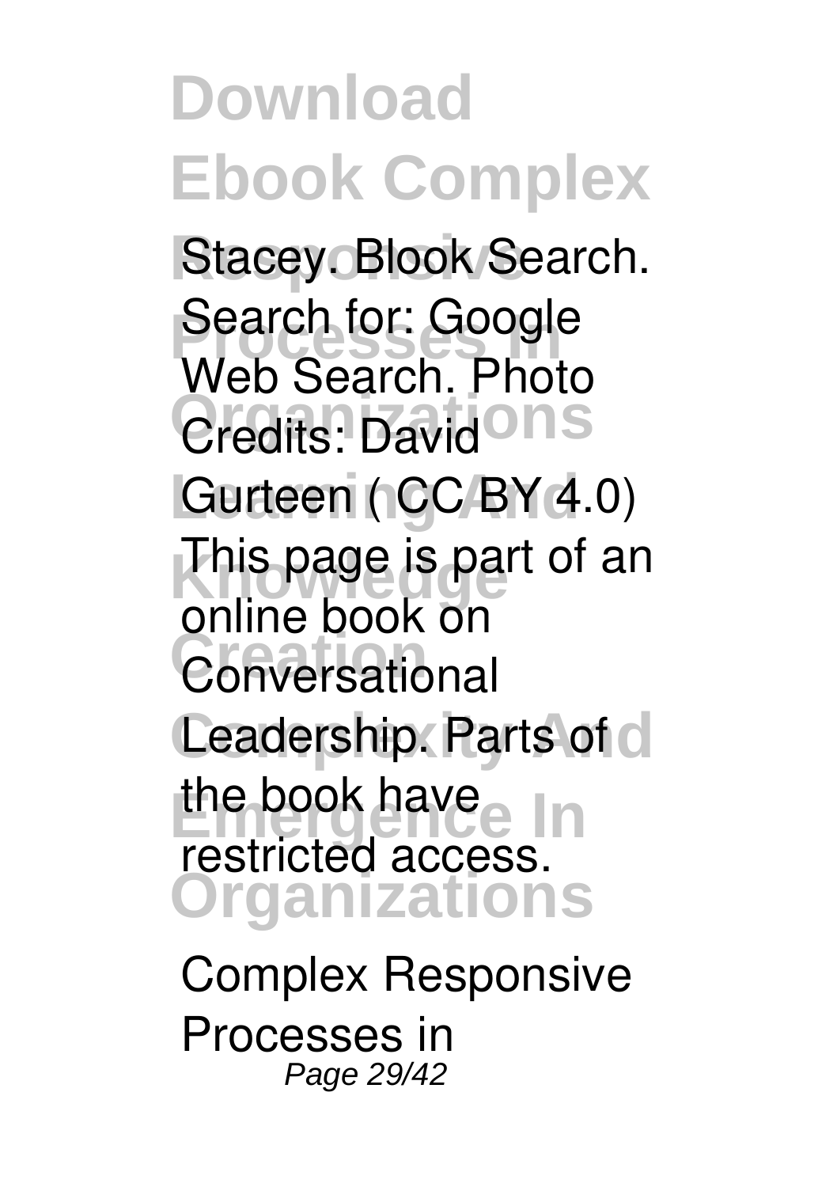Stacey. Blook Search. Search for: Google Web Search. Photo Credits: David Gurteen ( CC BY 4.0) This page is part of an online book on Conversational Leadership. Parts of the book have restricted access.

Complex Responsive Processes in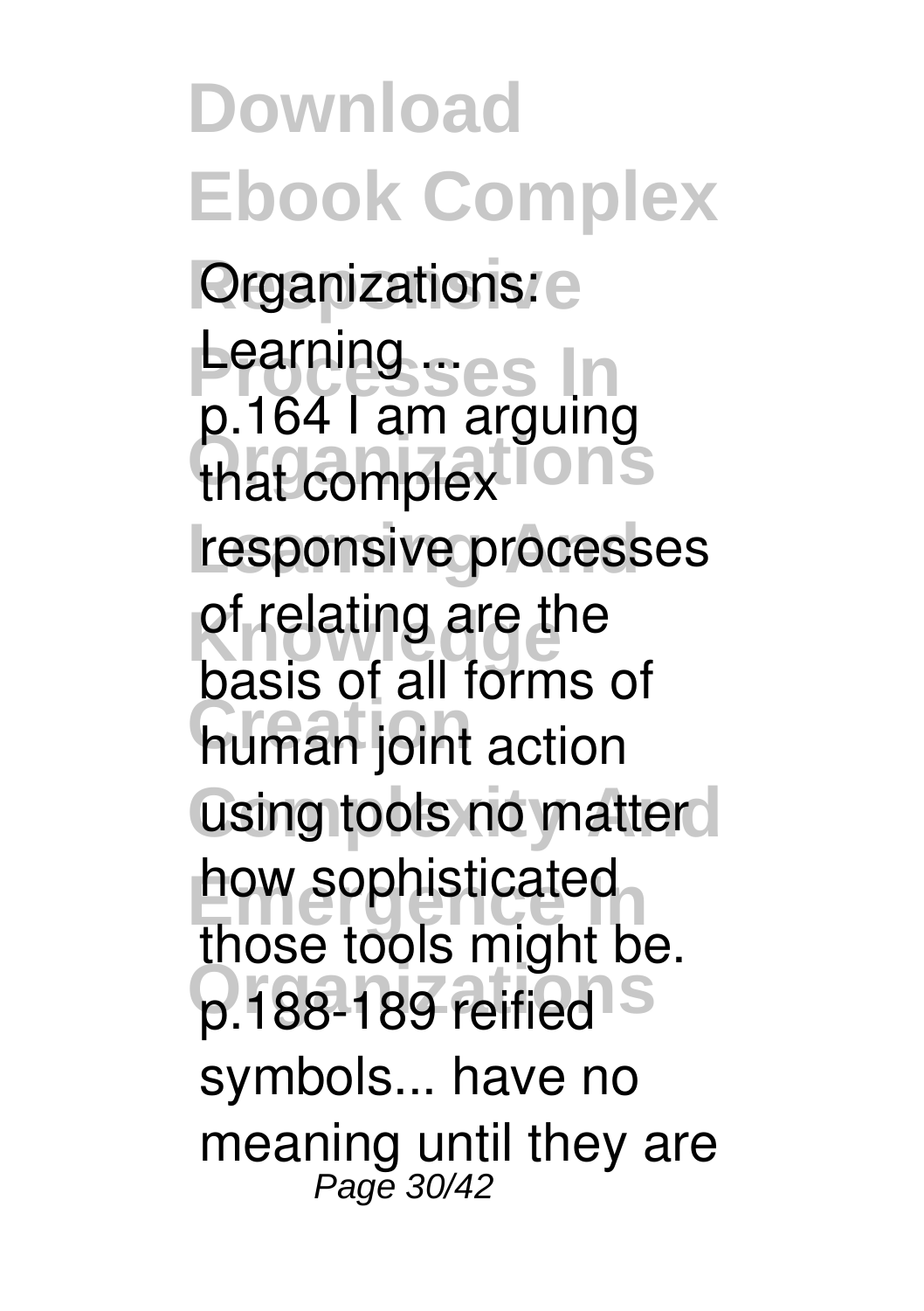**Organizations: Learning ...**

p.164 I am arguing that complex responsive processes of relating are the basis of all forms of human joint action using tools no matter how sophisticated those tools might be. p.188-189 reified symbols... have no meaning until they are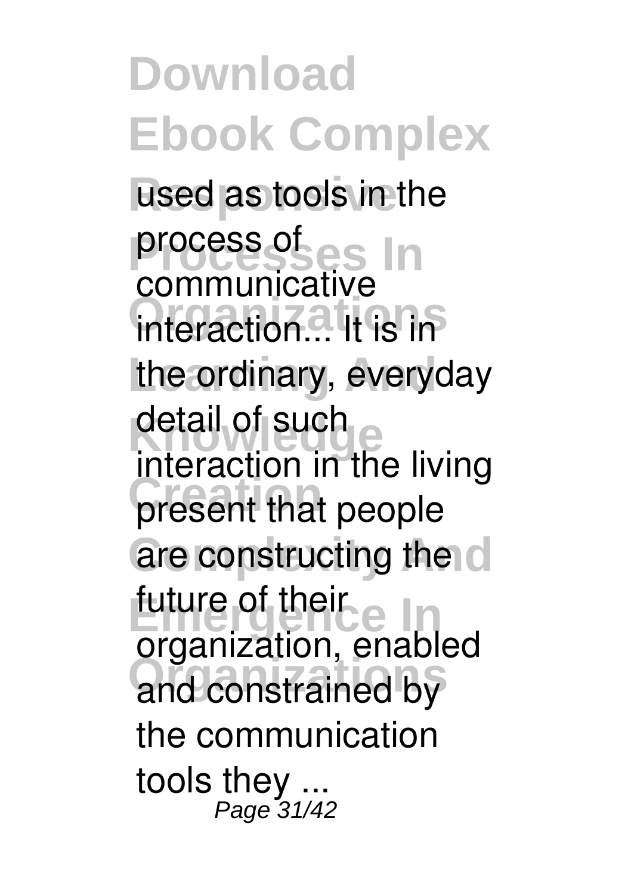used as tools in the process of communicative interaction... It is in the ordinary, everyday detail of such interaction in the living present that people are constructing the future of their organization, enabled and constrained by the communication tools they ...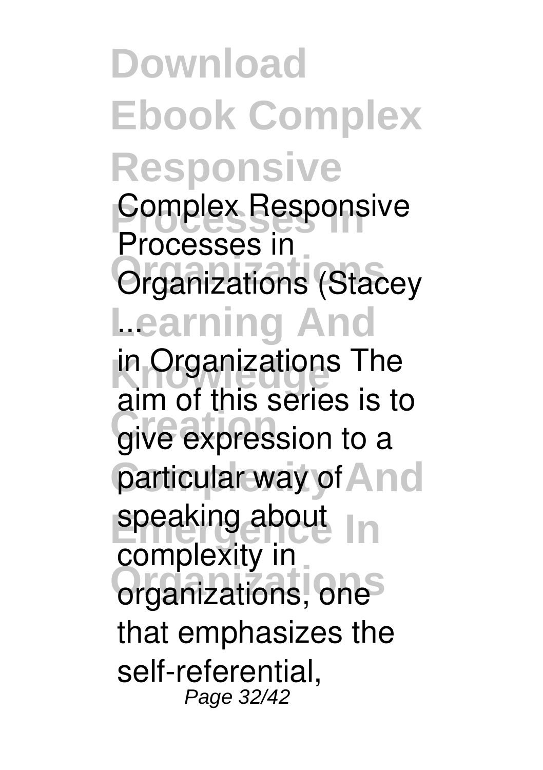**Complex Responsive Processes in Organizations (Stacey ...**

in Organizations The aim of this series is to give expression to a particular way of speaking about complexity in organizations, one that emphasizes the self-referential,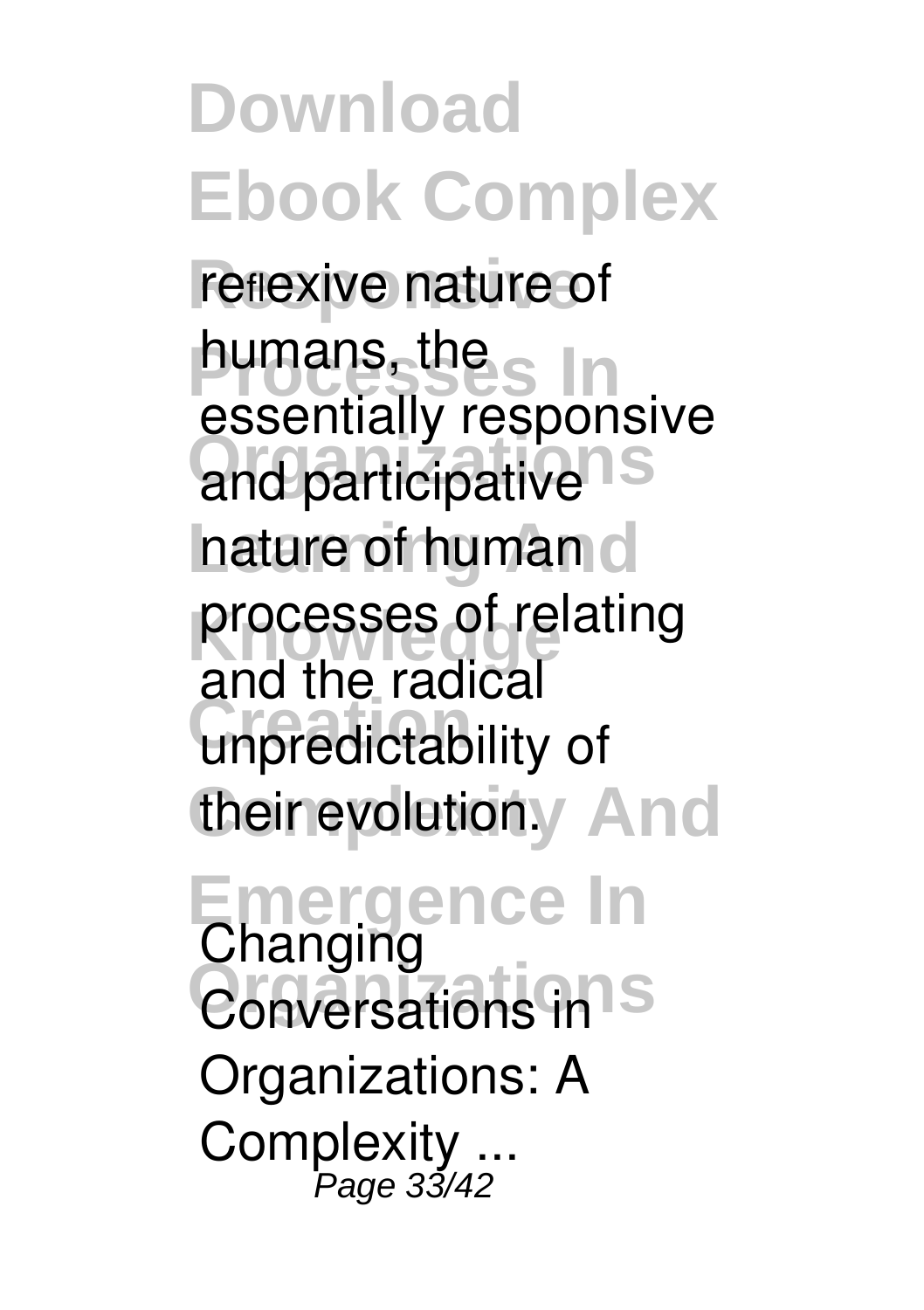reflexive nature of humans, the essentially responsive and participative nature of human processes of relating and the radical unpredictability of their evolution.

**Changing Conversations in Organizations: A Complexity ...**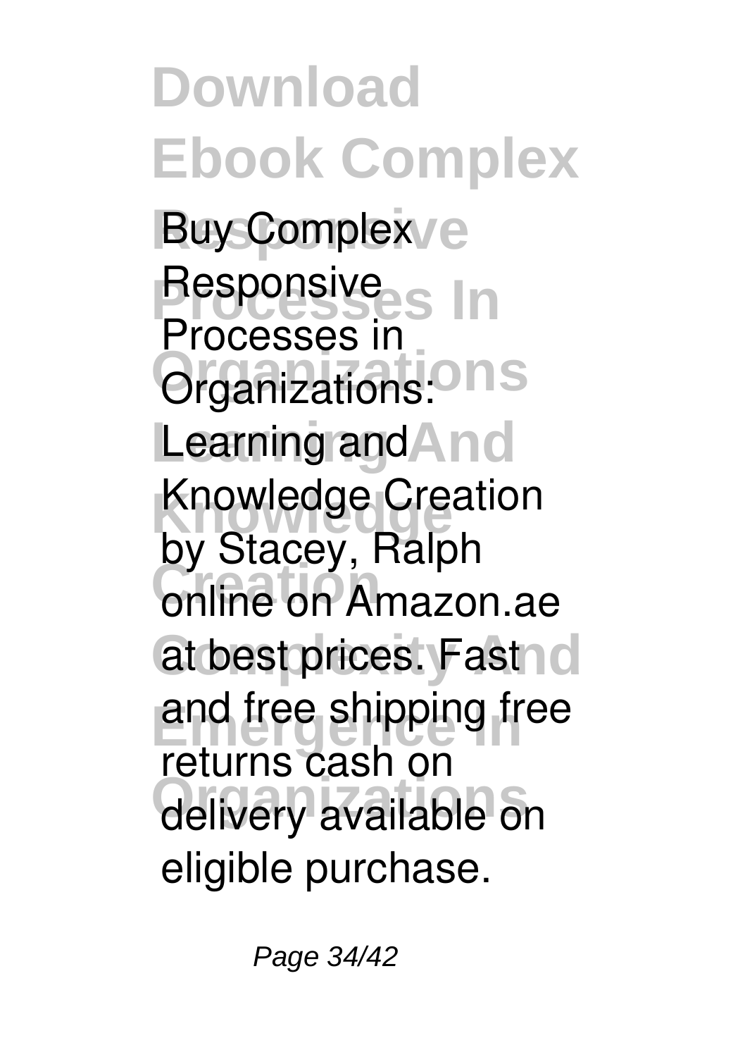Buy Complex Responsive Processes in Organizations: Learning and Knowledge Creation by Stacey, Ralph online on Amazon.ae at best prices. Fast and free shipping free returns cash on delivery available on eligible purchase.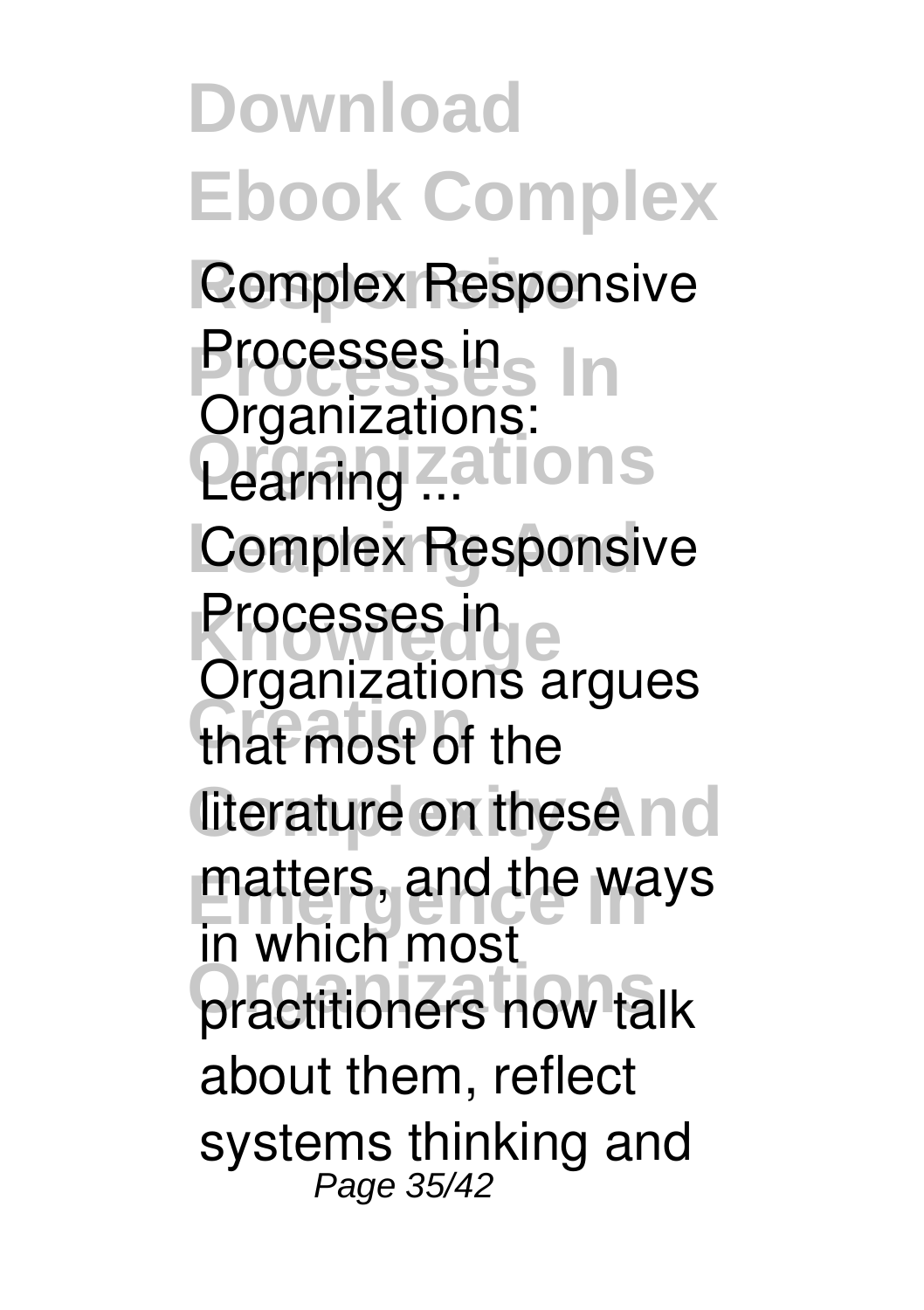**Complex Responsive Processes in Organizations: Learning ...**

Complex Responsive Processes in Organizations argues that most of the literature on these matters, and the ways in which most practitioners now talk about them, reflect systems thinking and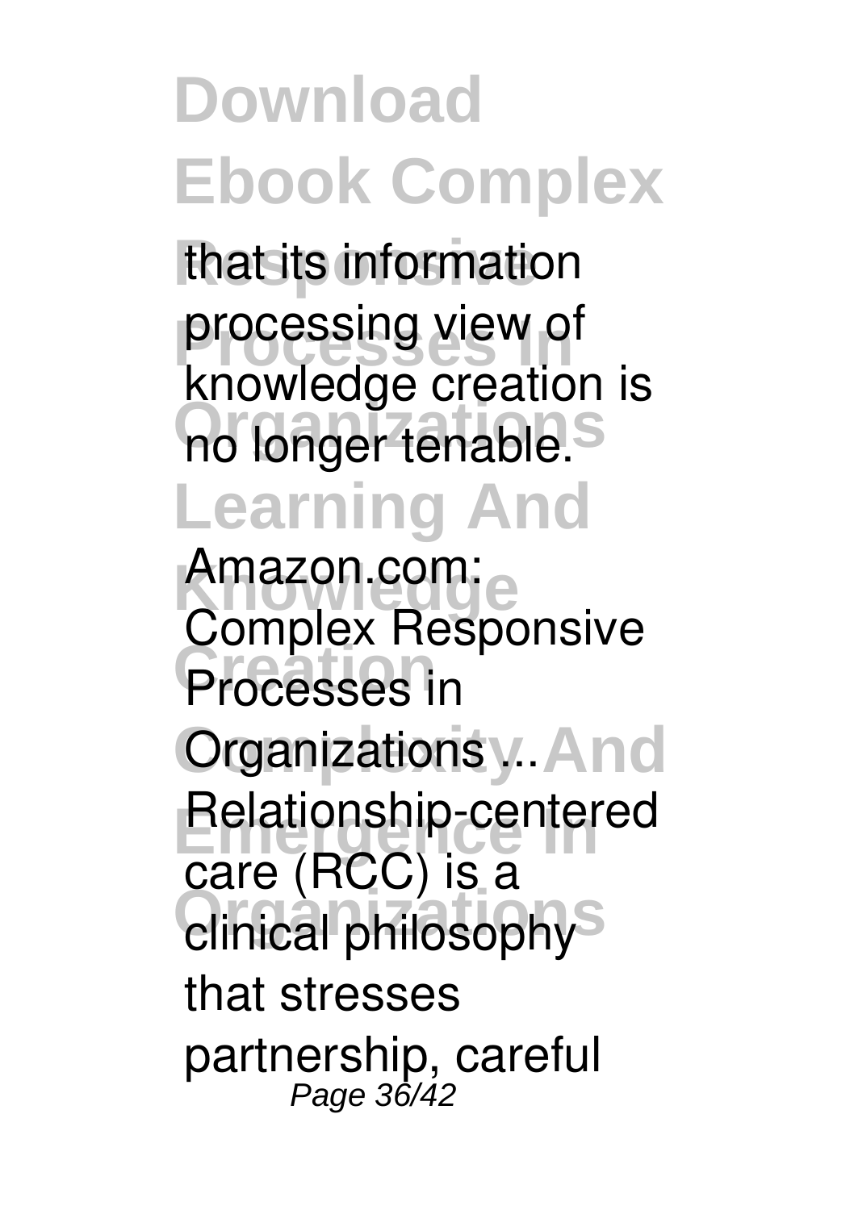that its information processing view of knowledge creation is no longer tenable.

**Amazon.com: Complex Responsive Processes in Organizations ...**

Relationship-centered care (RCC) is a clinical philosophy that stresses partnership, careful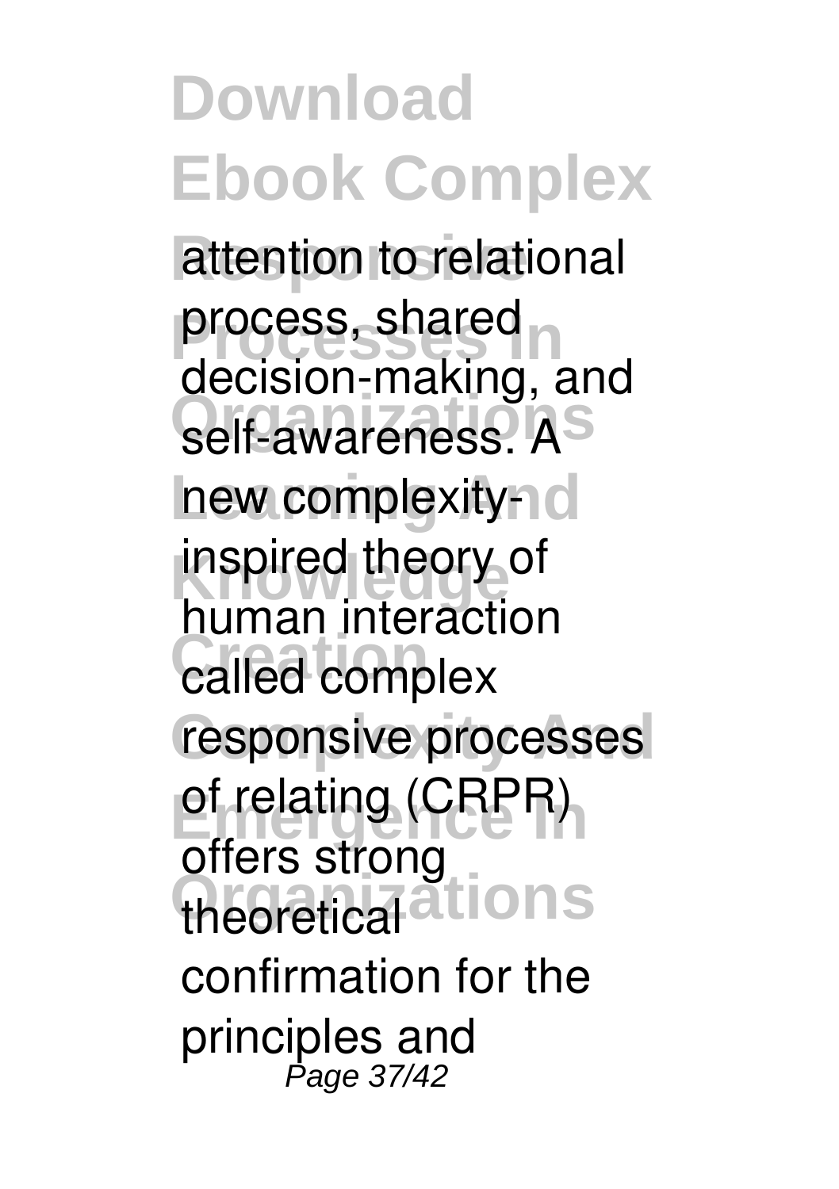attention to relational process, shared decision-making, and self-awareness. A new complexity-inspired theory of human interaction called complex responsive processes of relating (CRPR) offers strong theoretical confirmation for the principles and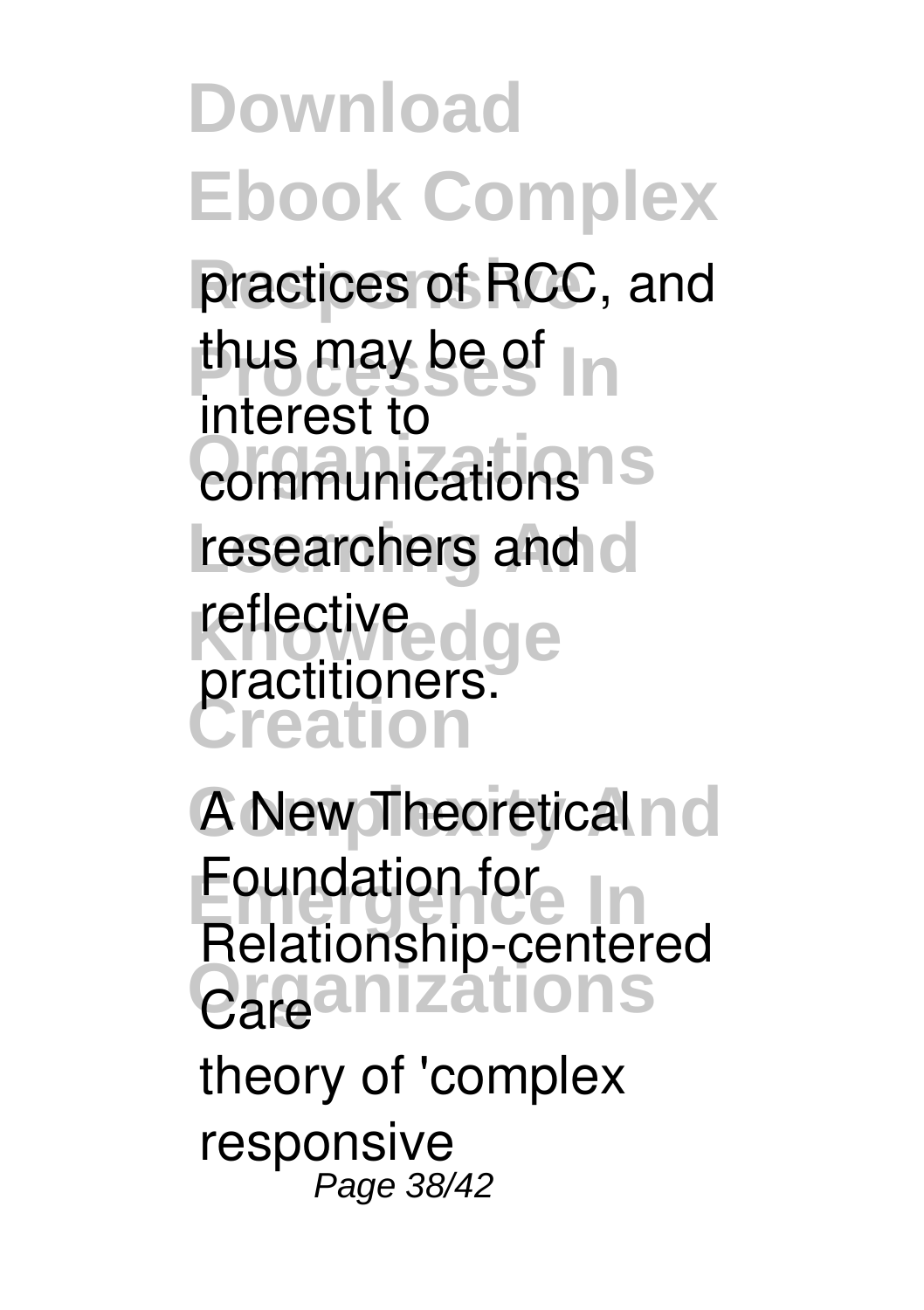practices of RCC, and thus may be of interest to communications researchers and reflective practitioners.

**A New Theoretical Foundation for Relationship-centered Care**

theory of 'complex responsive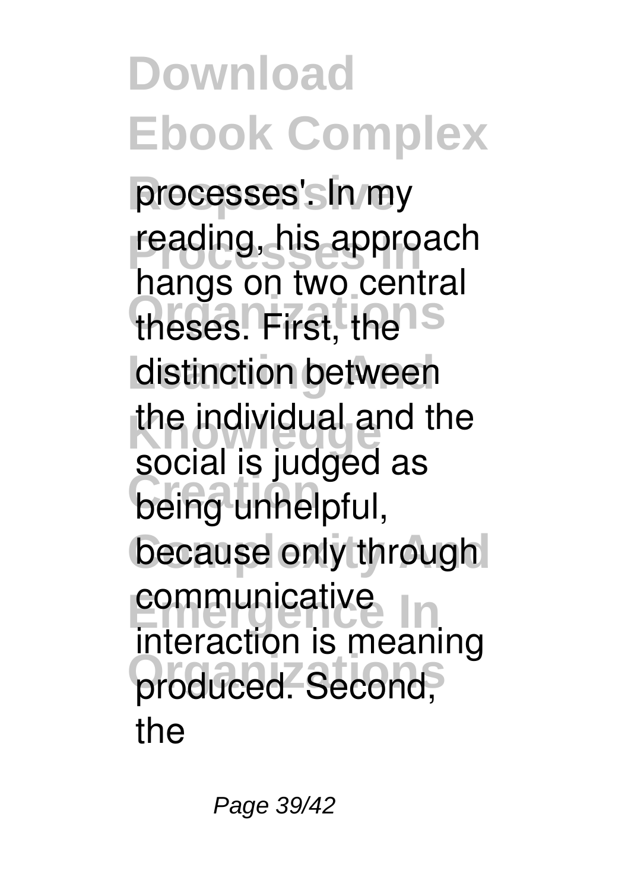processes'. In my reading, his approach hangs on two central theses. First, the distinction between the individual and the social is judged as being unhelpful, because only through communicative interaction is meaning produced. Second, the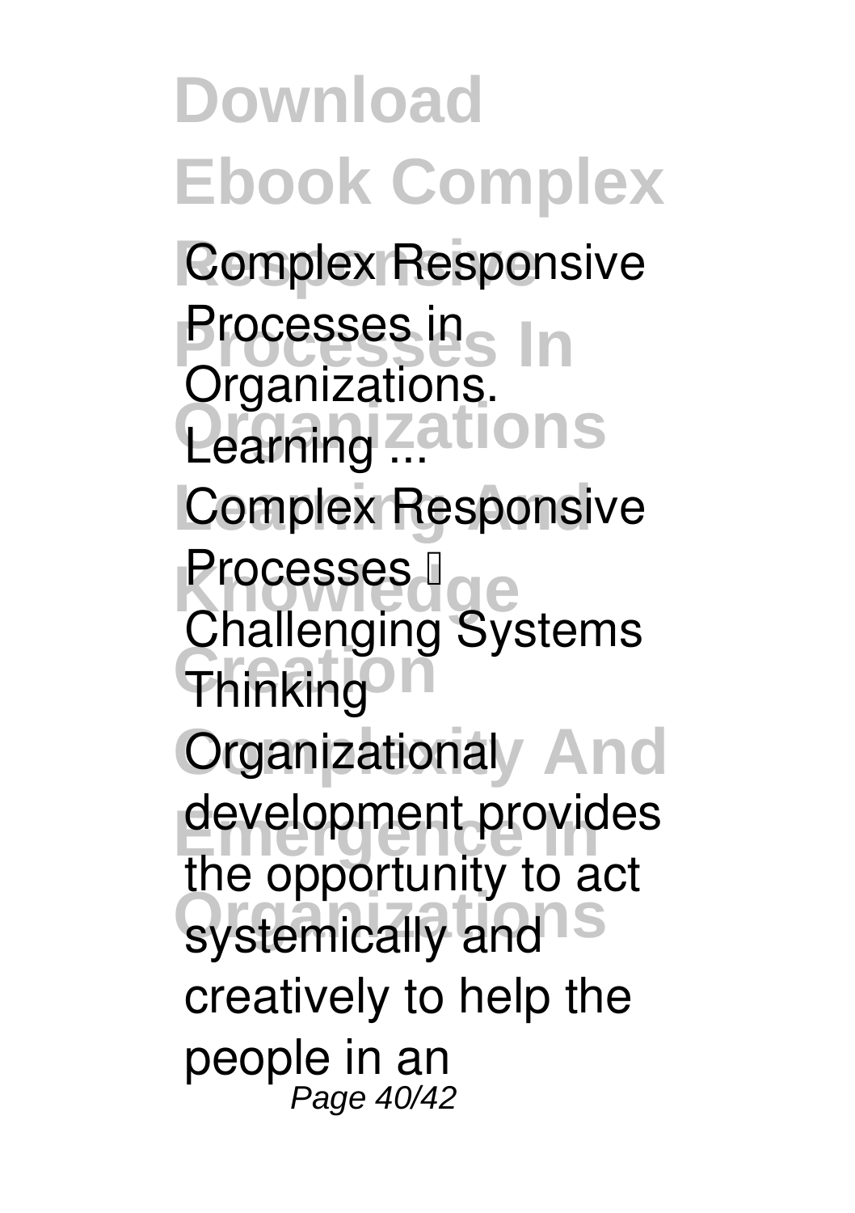**Complex Responsive Processes in Organizations. Learning ...**

Complex Responsive Processes – Challenging Systems Thinking

Organizational development provides the opportunity to act systemically and creatively to help the people in an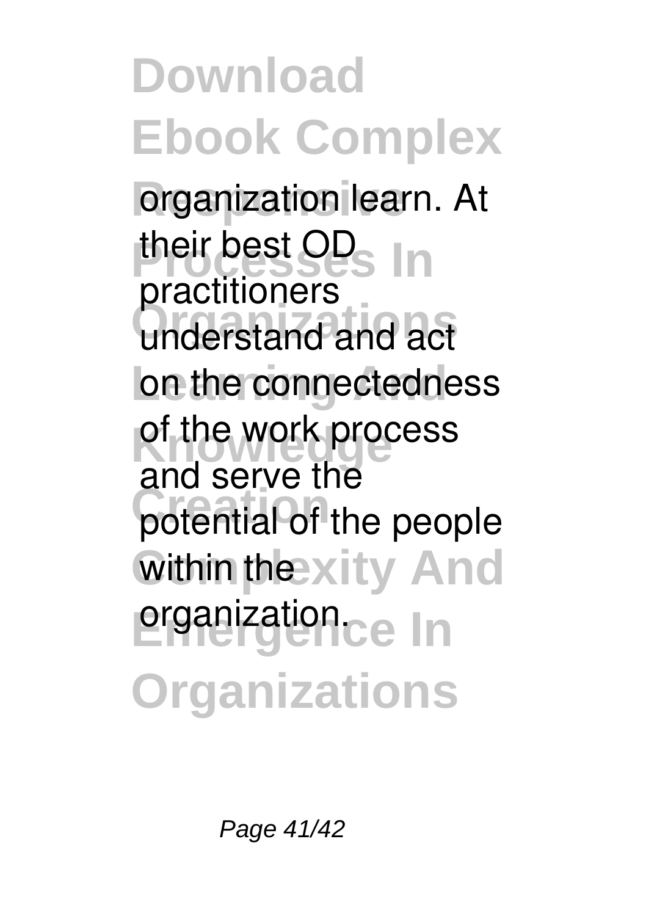organization learn. At their best OD practitioners understand and act on the connectedness of the work process and serve the potential of the people within the organization.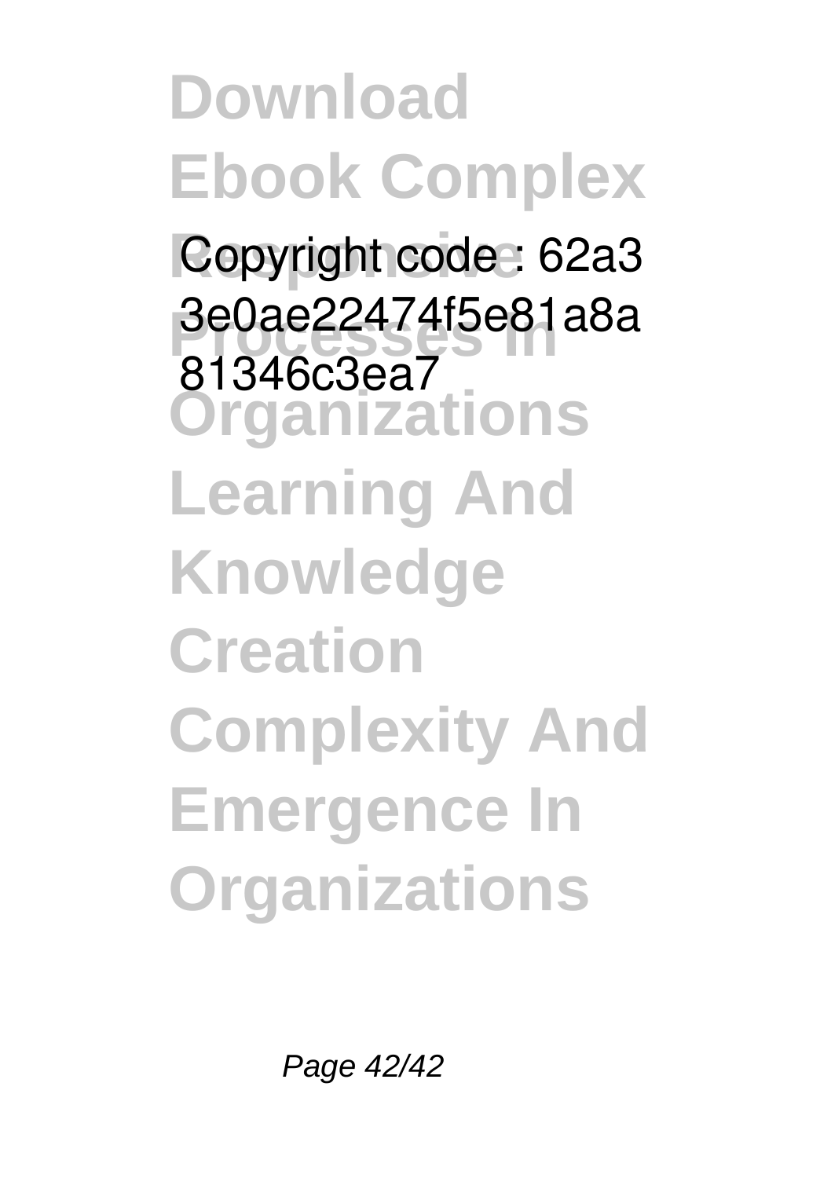Copyright code : 62a33e0ae22474f5e81a8a81346c3ea7